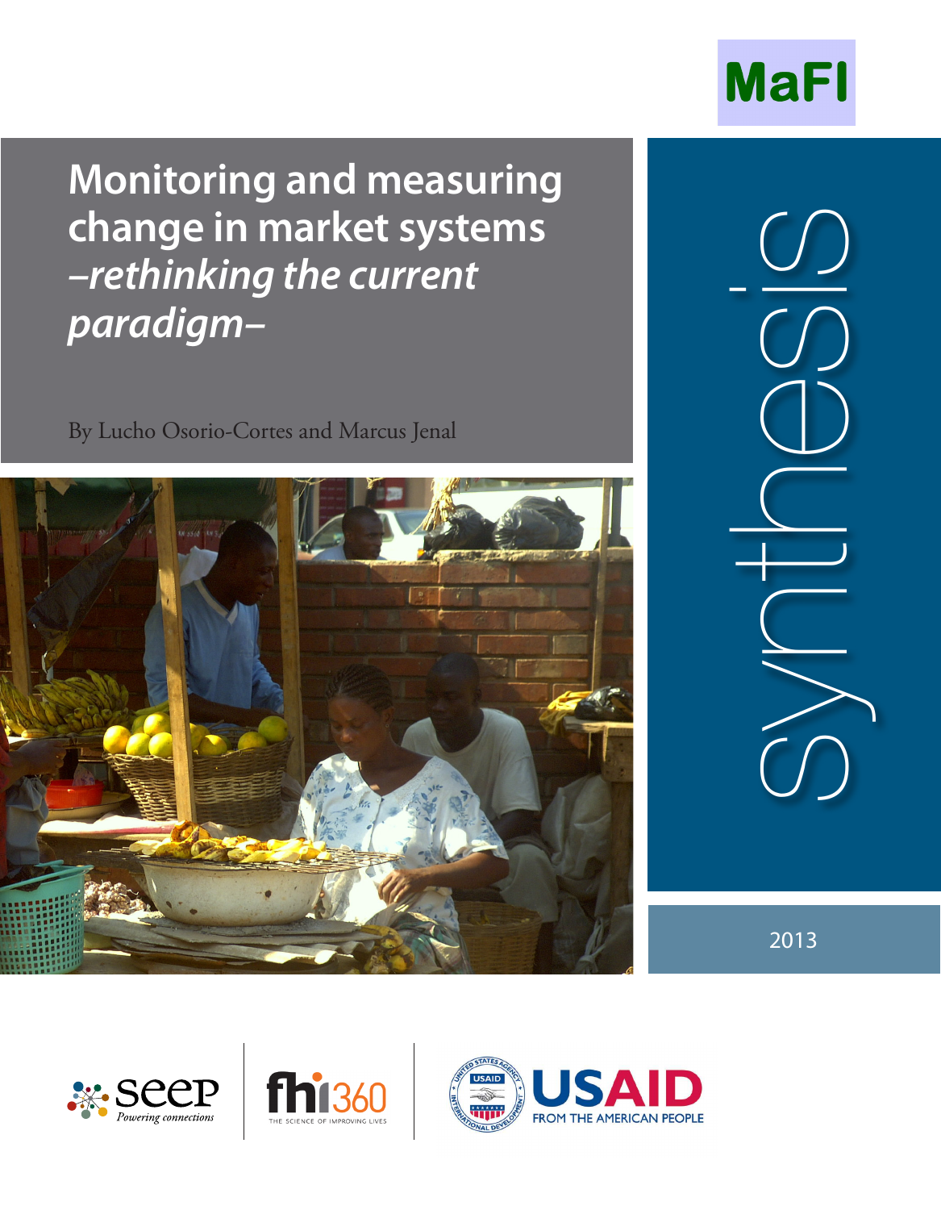MaFI

# Monitoring and measuring change in market systems *–rethinking the current paradigm–*

By Lucho Osorio-Cortes and Marcus Jenal

synthesis

2013

seep *Powering connections*

fhi360 THE SCIENCE OF IMPROVING LIVES

USAID FROM THE AMERICAN PEOPLE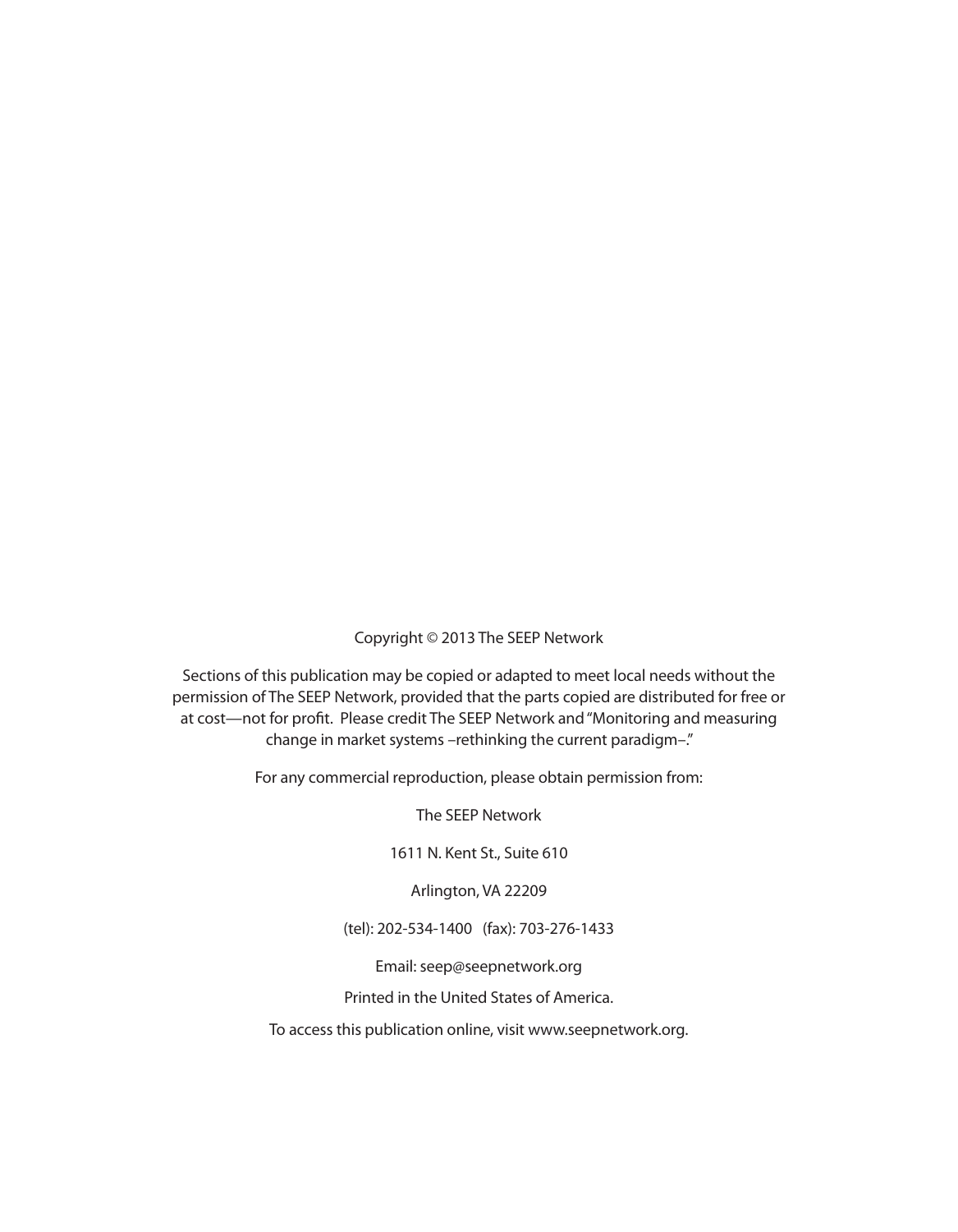Copyright © 2013 The SEEP Network

Sections of this publication may be copied or adapted to meet local needs without the permission of The SEEP Network, provided that the parts copied are distributed for free or at cost—not for profit. Please credit The SEEP Network and "Monitoring and measuring change in market systems –rethinking the current paradigm–."

For any commercial reproduction, please obtain permission from:

The SEEP Network

1611 N. Kent St., Suite 610

Arlington, VA 22209

(tel): 202-534-1400 (fax): 703-276-1433

Email: seep@seepnetwork.org

Printed in the United States of America.

To access this publication online, visit www.seepnetwork.org.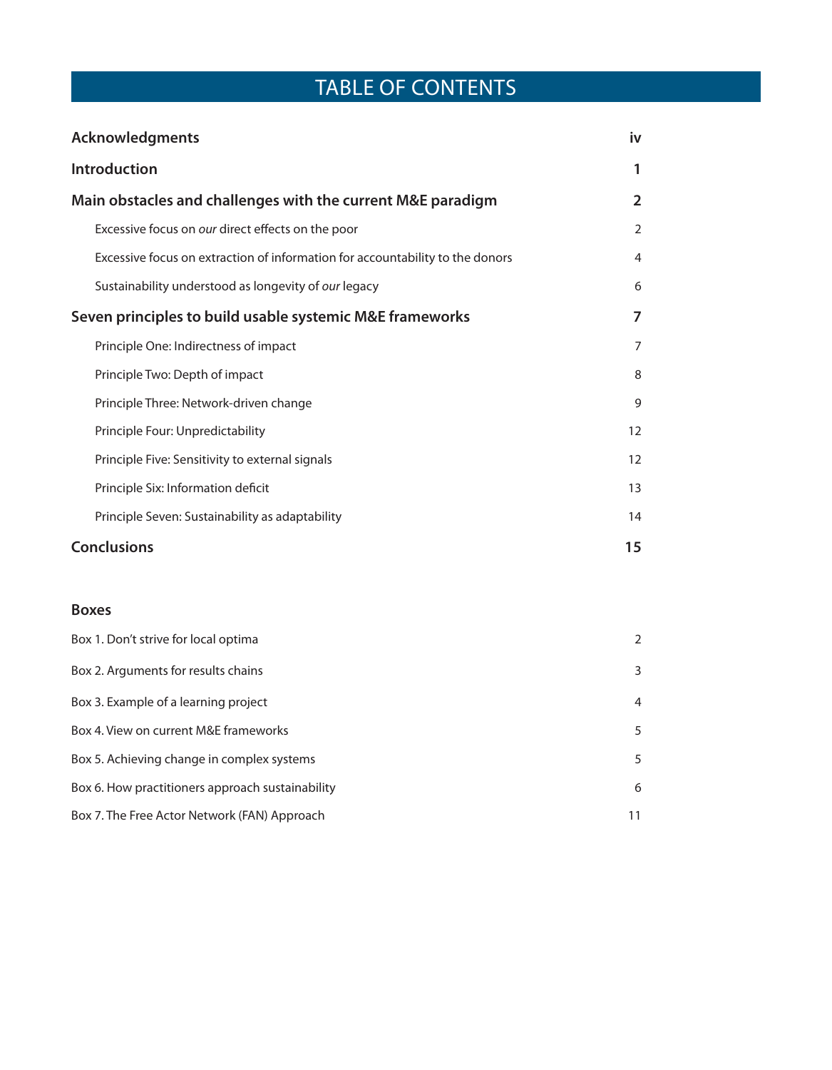# TABLE OF CONTENTS

| | |
|---|---|
| **Acknowledgments** | **iv** |
| **Introduction** | **1** |
| **Main obstacles and challenges with the current M&E paradigm** | **2** |
| Excessive focus on *our* direct effects on the poor | 2 |
| Excessive focus on extraction of information for accountability to the donors | 4 |
| Sustainability understood as longevity of *our* legacy | 6 |
| **Seven principles to build usable systemic M&E frameworks** | **7** |
| Principle One: Indirectness of impact | 7 |
| Principle Two: Depth of impact | 8 |
| Principle Three: Network-driven change | 9 |
| Principle Four: Unpredictability | 12 |
| Principle Five: Sensitivity to external signals | 12 |
| Principle Six: Information deficit | 13 |
| Principle Seven: Sustainability as adaptability | 14 |
| **Conclusions** | **15** |

**Boxes**

| | |
|---|---|
| Box 1. Don't strive for local optima | 2 |
| Box 2. Arguments for results chains | 3 |
| Box 3. Example of a learning project | 4 |
| Box 4. View on current M&E frameworks | 5 |
| Box 5. Achieving change in complex systems | 5 |
| Box 6. How practitioners approach sustainability | 6 |
| Box 7. The Free Actor Network (FAN) Approach | 11 |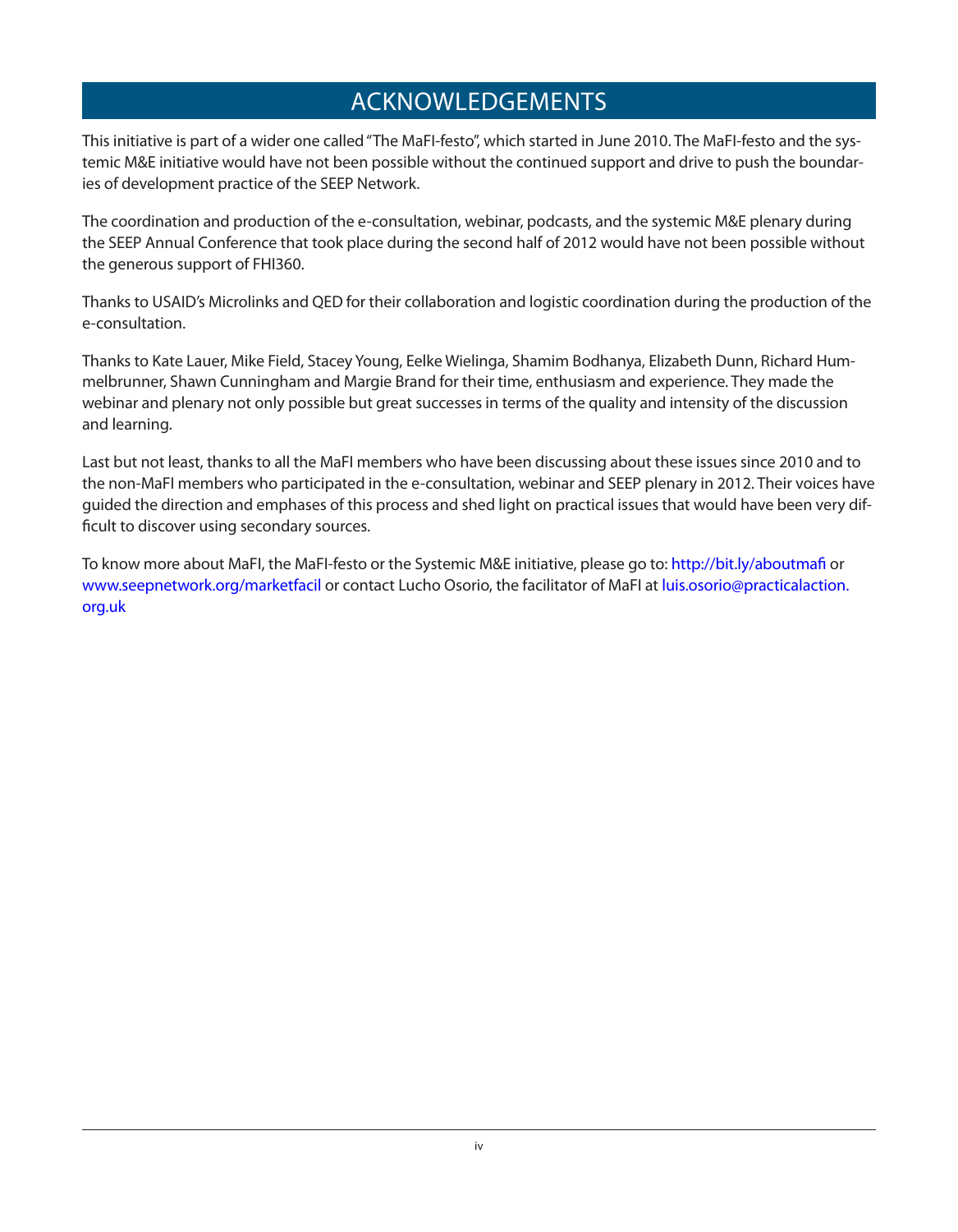# ACKNOWLEDGEMENTS

This initiative is part of a wider one called "The MaFI-festo", which started in June 2010. The MaFI-festo and the systemic M&E initiative would have not been possible without the continued support and drive to push the boundaries of development practice of the SEEP Network.

The coordination and production of the e-consultation, webinar, podcasts, and the systemic M&E plenary during the SEEP Annual Conference that took place during the second half of 2012 would have not been possible without the generous support of FHI360.

Thanks to USAID's Microlinks and QED for their collaboration and logistic coordination during the production of the e-consultation.

Thanks to Kate Lauer, Mike Field, Stacey Young, Eelke Wielinga, Shamim Bodhanya, Elizabeth Dunn, Richard Hummelbrunner, Shawn Cunningham and Margie Brand for their time, enthusiasm and experience. They made the webinar and plenary not only possible but great successes in terms of the quality and intensity of the discussion and learning.

Last but not least, thanks to all the MaFI members who have been discussing about these issues since 2010 and to the non-MaFI members who participated in the e-consultation, webinar and SEEP plenary in 2012. Their voices have guided the direction and emphases of this process and shed light on practical issues that would have been very difficult to discover using secondary sources.

To know more about MaFI, the MaFI-festo or the Systemic M&E initiative, please go to: http://bit.ly/aboutmafi or www.seepnetwork.org/marketfacil or contact Lucho Osorio, the facilitator of MaFI at luis.osorio@practicalaction.org.uk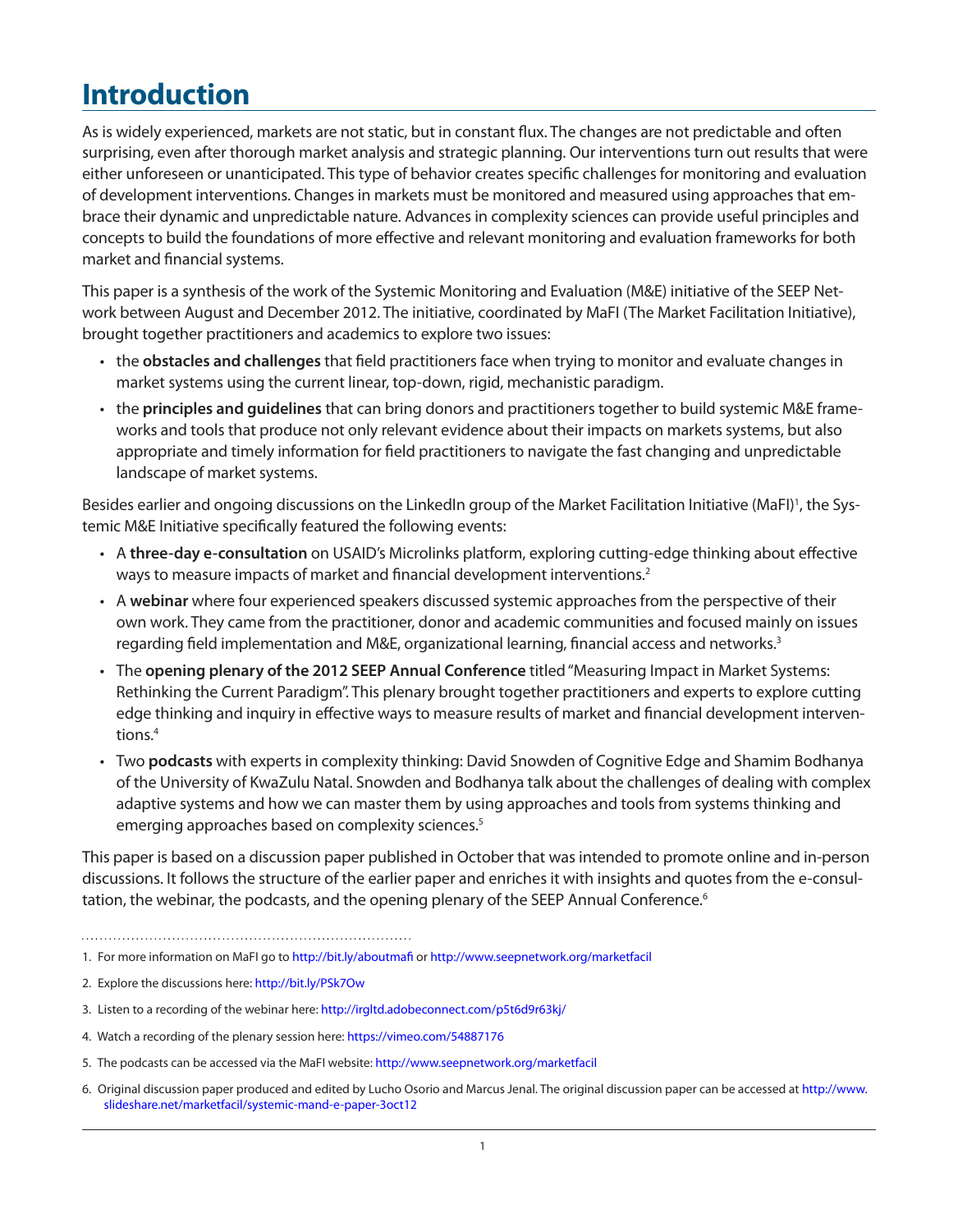# Introduction

As is widely experienced, markets are not static, but in constant flux. The changes are not predictable and often surprising, even after thorough market analysis and strategic planning. Our interventions turn out results that were either unforeseen or unanticipated. This type of behavior creates specific challenges for monitoring and evaluation of development interventions. Changes in markets must be monitored and measured using approaches that embrace their dynamic and unpredictable nature. Advances in complexity sciences can provide useful principles and concepts to build the foundations of more effective and relevant monitoring and evaluation frameworks for both market and financial systems.

This paper is a synthesis of the work of the Systemic Monitoring and Evaluation (M&E) initiative of the SEEP Network between August and December 2012. The initiative, coordinated by MaFI (The Market Facilitation Initiative), brought together practitioners and academics to explore two issues:

- the **obstacles and challenges** that field practitioners face when trying to monitor and evaluate changes in market systems using the current linear, top-down, rigid, mechanistic paradigm.
- the **principles and guidelines** that can bring donors and practitioners together to build systemic M&E frameworks and tools that produce not only relevant evidence about their impacts on markets systems, but also appropriate and timely information for field practitioners to navigate the fast changing and unpredictable landscape of market systems.

Besides earlier and ongoing discussions on the LinkedIn group of the Market Facilitation Initiative (MaFI)[1], the Systemic M&E Initiative specifically featured the following events:

- A **three-day e-consultation** on USAID's Microlinks platform, exploring cutting-edge thinking about effective ways to measure impacts of market and financial development interventions.[2]
- A **webinar** where four experienced speakers discussed systemic approaches from the perspective of their own work. They came from the practitioner, donor and academic communities and focused mainly on issues regarding field implementation and M&E, organizational learning, financial access and networks.[3]
- The **opening plenary of the 2012 SEEP Annual Conference** titled "Measuring Impact in Market Systems: Rethinking the Current Paradigm". This plenary brought together practitioners and experts to explore cutting edge thinking and inquiry in effective ways to measure results of market and financial development interventions.[4]
- Two **podcasts** with experts in complexity thinking: David Snowden of Cognitive Edge and Shamim Bodhanya of the University of KwaZulu Natal. Snowden and Bodhanya talk about the challenges of dealing with complex adaptive systems and how we can master them by using approaches and tools from systems thinking and emerging approaches based on complexity sciences.[5]

This paper is based on a discussion paper published in October that was intended to promote online and in-person discussions. It follows the structure of the earlier paper and enriches it with insights and quotes from the e-consultation, the webinar, the podcasts, and the opening plenary of the SEEP Annual Conference.[6]

---

1. For more information on MaFI go to http://bit.ly/aboutmafi or http://www.seepnetwork.org/marketfacil
2. Explore the discussions here: http://bit.ly/PSk7Ow
3. Listen to a recording of the webinar here: http://irgltd.adobeconnect.com/p5t6d9r63kj/
4. Watch a recording of the plenary session here: https://vimeo.com/54887176
5. The podcasts can be accessed via the MaFI website: http://www.seepnetwork.org/marketfacil
6. Original discussion paper produced and edited by Lucho Osorio and Marcus Jenal. The original discussion paper can be accessed at http://www.slideshare.net/marketfacil/systemic-mand-e-paper-3oct12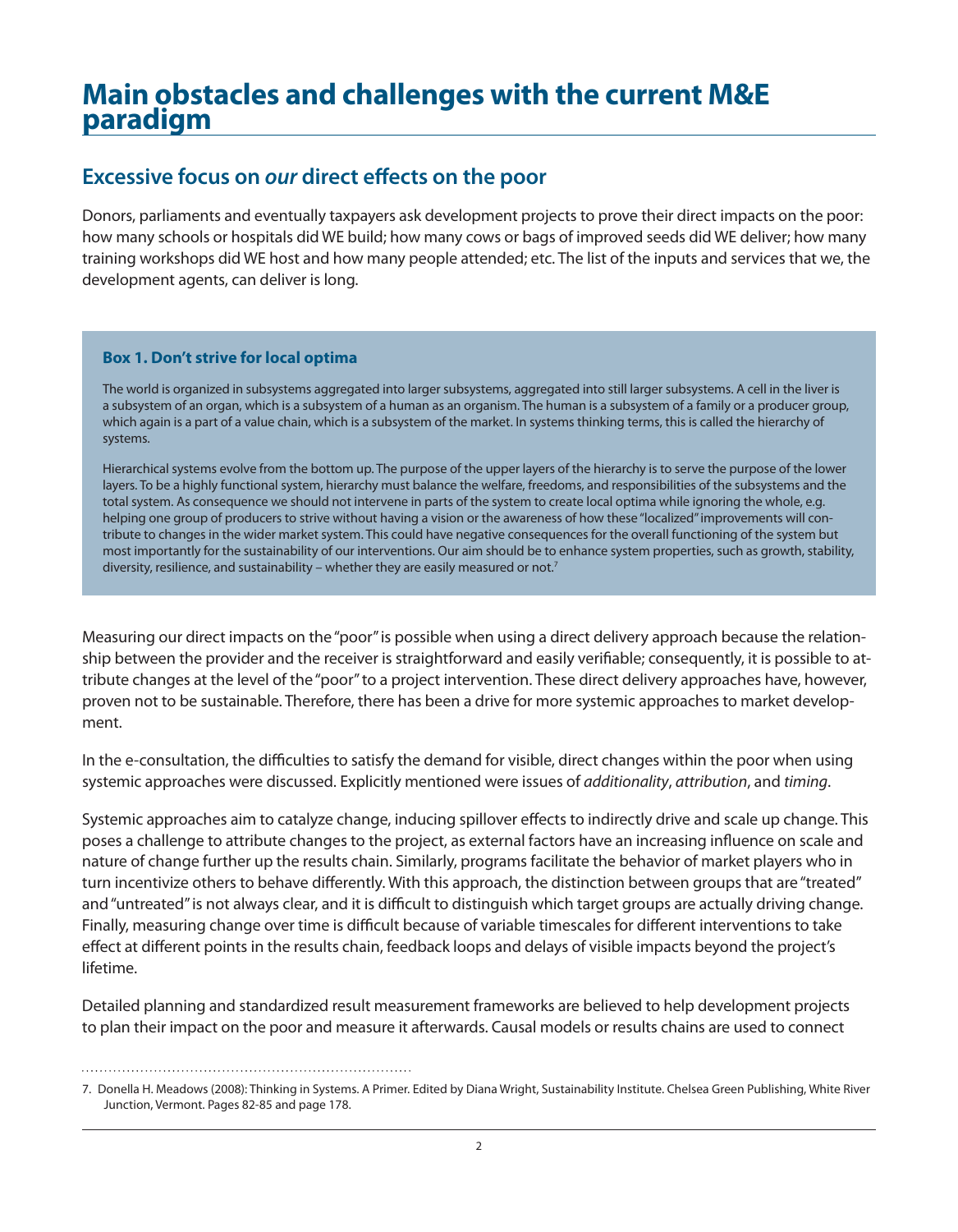# Main obstacles and challenges with the current M&E paradigm

## Excessive focus on *our* direct effects on the poor

Donors, parliaments and eventually taxpayers ask development projects to prove their direct impacts on the poor: how many schools or hospitals did WE build; how many cows or bags of improved seeds did WE deliver; how many training workshops did WE host and how many people attended; etc. The list of the inputs and services that we, the development agents, can deliver is long.

> **Box 1. Don't strive for local optima**
>
> The world is organized in subsystems aggregated into larger subsystems, aggregated into still larger subsystems. A cell in the liver is a subsystem of an organ, which is a subsystem of a human as an organism. The human is a subsystem of a family or a producer group, which again is a part of a value chain, which is a subsystem of the market. In systems thinking terms, this is called the hierarchy of systems.
>
> Hierarchical systems evolve from the bottom up. The purpose of the upper layers of the hierarchy is to serve the purpose of the lower layers. To be a highly functional system, hierarchy must balance the welfare, freedoms, and responsibilities of the subsystems and the total system. As consequence we should not intervene in parts of the system to create local optima while ignoring the whole, e.g. helping one group of producers to strive without having a vision or the awareness of how these "localized" improvements will contribute to changes in the wider market system. This could have negative consequences for the overall functioning of the system but most importantly for the sustainability of our interventions. Our aim should be to enhance system properties, such as growth, stability, diversity, resilience, and sustainability – whether they are easily measured or not.[7]

Measuring our direct impacts on the "poor" is possible when using a direct delivery approach because the relationship between the provider and the receiver is straightforward and easily verifiable; consequently, it is possible to attribute changes at the level of the "poor" to a project intervention. These direct delivery approaches have, however, proven not to be sustainable. Therefore, there has been a drive for more systemic approaches to market development.

In the e-consultation, the difficulties to satisfy the demand for visible, direct changes within the poor when using systemic approaches were discussed. Explicitly mentioned were issues of *additionality*, *attribution*, and *timing*.

Systemic approaches aim to catalyze change, inducing spillover effects to indirectly drive and scale up change. This poses a challenge to attribute changes to the project, as external factors have an increasing influence on scale and nature of change further up the results chain. Similarly, programs facilitate the behavior of market players who in turn incentivize others to behave differently. With this approach, the distinction between groups that are "treated" and "untreated" is not always clear, and it is difficult to distinguish which target groups are actually driving change. Finally, measuring change over time is difficult because of variable timescales for different interventions to take effect at different points in the results chain, feedback loops and delays of visible impacts beyond the project's lifetime.

Detailed planning and standardized result measurement frameworks are believed to help development projects to plan their impact on the poor and measure it afterwards. Causal models or results chains are used to connect

---

7. Donella H. Meadows (2008): Thinking in Systems. A Primer. Edited by Diana Wright, Sustainability Institute. Chelsea Green Publishing, White River Junction, Vermont. Pages 82-85 and page 178.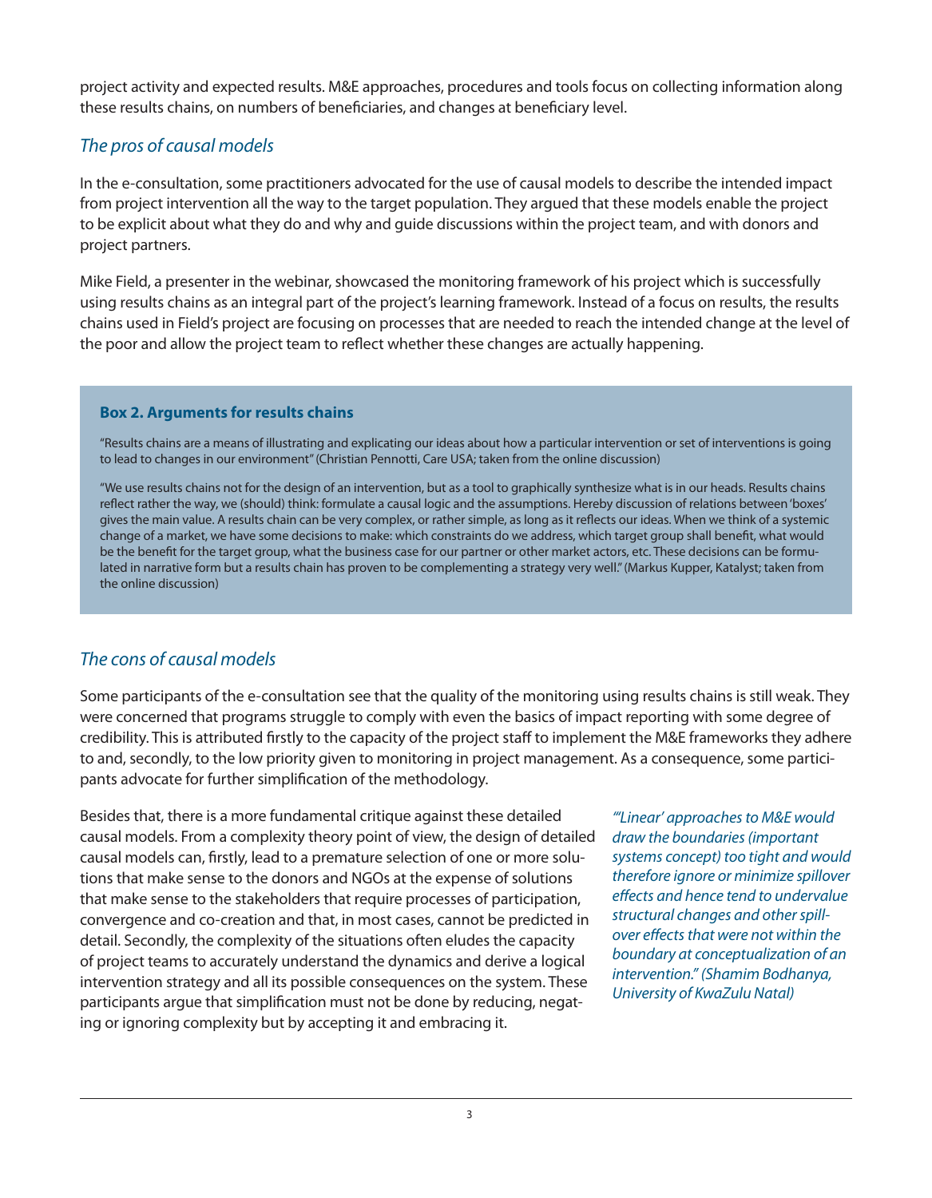project activity and expected results. M&E approaches, procedures and tools focus on collecting information along these results chains, on numbers of beneficiaries, and changes at beneficiary level.

### *The pros of causal models*

In the e-consultation, some practitioners advocated for the use of causal models to describe the intended impact from project intervention all the way to the target population. They argued that these models enable the project to be explicit about what they do and why and guide discussions within the project team, and with donors and project partners.

Mike Field, a presenter in the webinar, showcased the monitoring framework of his project which is successfully using results chains as an integral part of the project's learning framework. Instead of a focus on results, the results chains used in Field's project are focusing on processes that are needed to reach the intended change at the level of the poor and allow the project team to reflect whether these changes are actually happening.

> **Box 2. Arguments for results chains**
>
> "Results chains are a means of illustrating and explicating our ideas about how a particular intervention or set of interventions is going to lead to changes in our environment" (Christian Pennotti, Care USA; taken from the online discussion)
>
> "We use results chains not for the design of an intervention, but as a tool to graphically synthesize what is in our heads. Results chains reflect rather the way, we (should) think: formulate a causal logic and the assumptions. Hereby discussion of relations between 'boxes' gives the main value. A results chain can be very complex, or rather simple, as long as it reflects our ideas. When we think of a systemic change of a market, we have some decisions to make: which constraints do we address, which target group shall benefit, what would be the benefit for the target group, what the business case for our partner or other market actors, etc. These decisions can be formulated in narrative form but a results chain has proven to be complementing a strategy very well." (Markus Kupper, Katalyst; taken from the online discussion)

### *The cons of causal models*

Some participants of the e-consultation see that the quality of the monitoring using results chains is still weak. They were concerned that programs struggle to comply with even the basics of impact reporting with some degree of credibility. This is attributed firstly to the capacity of the project staff to implement the M&E frameworks they adhere to and, secondly, to the low priority given to monitoring in project management. As a consequence, some participants advocate for further simplification of the methodology.

Besides that, there is a more fundamental critique against these detailed causal models. From a complexity theory point of view, the design of detailed causal models can, firstly, lead to a premature selection of one or more solutions that make sense to the donors and NGOs at the expense of solutions that make sense to the stakeholders that require processes of participation, convergence and co-creation and that, in most cases, cannot be predicted in detail. Secondly, the complexity of the situations often eludes the capacity of project teams to accurately understand the dynamics and derive a logical intervention strategy and all its possible consequences on the system. These participants argue that simplification must not be done by reducing, negating or ignoring complexity but by accepting it and embracing it.

*"'Linear' approaches to M&E would draw the boundaries (important systems concept) too tight and would therefore ignore or minimize spillover effects and hence tend to undervalue structural changes and other spill-over effects that were not within the boundary at conceptualization of an intervention." (Shamim Bodhanya, University of KwaZulu Natal)*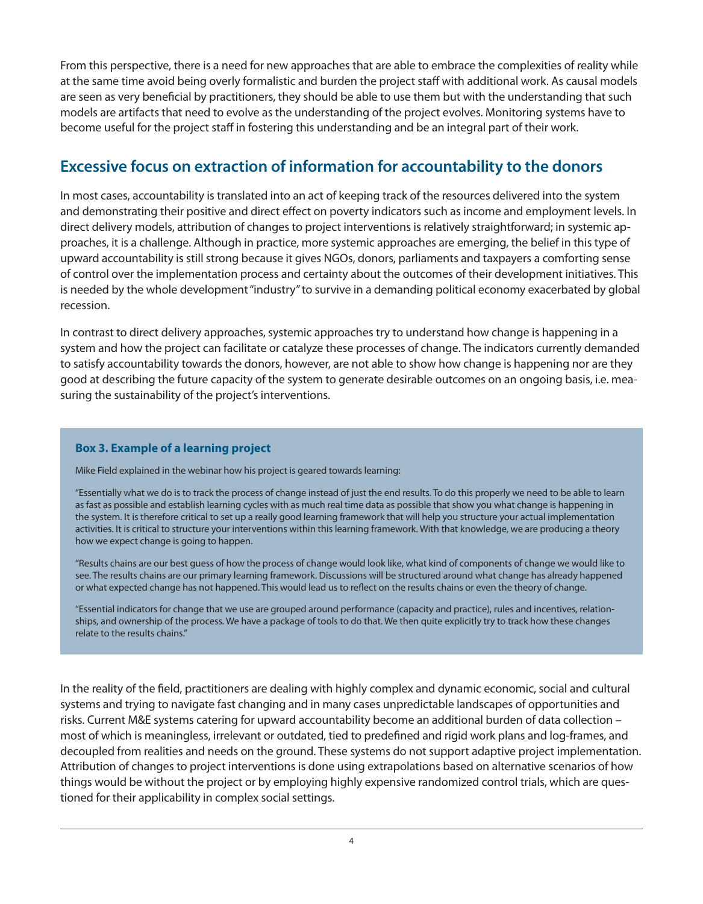From this perspective, there is a need for new approaches that are able to embrace the complexities of reality while at the same time avoid being overly formalistic and burden the project staff with additional work. As causal models are seen as very beneficial by practitioners, they should be able to use them but with the understanding that such models are artifacts that need to evolve as the understanding of the project evolves. Monitoring systems have to become useful for the project staff in fostering this understanding and be an integral part of their work.

## Excessive focus on extraction of information for accountability to the donors

In most cases, accountability is translated into an act of keeping track of the resources delivered into the system and demonstrating their positive and direct effect on poverty indicators such as income and employment levels. In direct delivery models, attribution of changes to project interventions is relatively straightforward; in systemic approaches, it is a challenge. Although in practice, more systemic approaches are emerging, the belief in this type of upward accountability is still strong because it gives NGOs, donors, parliaments and taxpayers a comforting sense of control over the implementation process and certainty about the outcomes of their development initiatives. This is needed by the whole development "industry" to survive in a demanding political economy exacerbated by global recession.

In contrast to direct delivery approaches, systemic approaches try to understand how change is happening in a system and how the project can facilitate or catalyze these processes of change. The indicators currently demanded to satisfy accountability towards the donors, however, are not able to show how change is happening nor are they good at describing the future capacity of the system to generate desirable outcomes on an ongoing basis, i.e. measuring the sustainability of the project's interventions.

> **Box 3. Example of a learning project**
>
> Mike Field explained in the webinar how his project is geared towards learning:
>
> "Essentially what we do is to track the process of change instead of just the end results. To do this properly we need to be able to learn as fast as possible and establish learning cycles with as much real time data as possible that show you what change is happening in the system. It is therefore critical to set up a really good learning framework that will help you structure your actual implementation activities. It is critical to structure your interventions within this learning framework. With that knowledge, we are producing a theory how we expect change is going to happen.
>
> "Results chains are our best guess of how the process of change would look like, what kind of components of change we would like to see. The results chains are our primary learning framework. Discussions will be structured around what change has already happened or what expected change has not happened. This would lead us to reflect on the results chains or even the theory of change.
>
> "Essential indicators for change that we use are grouped around performance (capacity and practice), rules and incentives, relationships, and ownership of the process. We have a package of tools to do that. We then quite explicitly try to track how these changes relate to the results chains."

In the reality of the field, practitioners are dealing with highly complex and dynamic economic, social and cultural systems and trying to navigate fast changing and in many cases unpredictable landscapes of opportunities and risks. Current M&E systems catering for upward accountability become an additional burden of data collection – most of which is meaningless, irrelevant or outdated, tied to predefined and rigid work plans and log-frames, and decoupled from realities and needs on the ground. These systems do not support adaptive project implementation. Attribution of changes to project interventions is done using extrapolations based on alternative scenarios of how things would be without the project or by employing highly expensive randomized control trials, which are questioned for their applicability in complex social settings.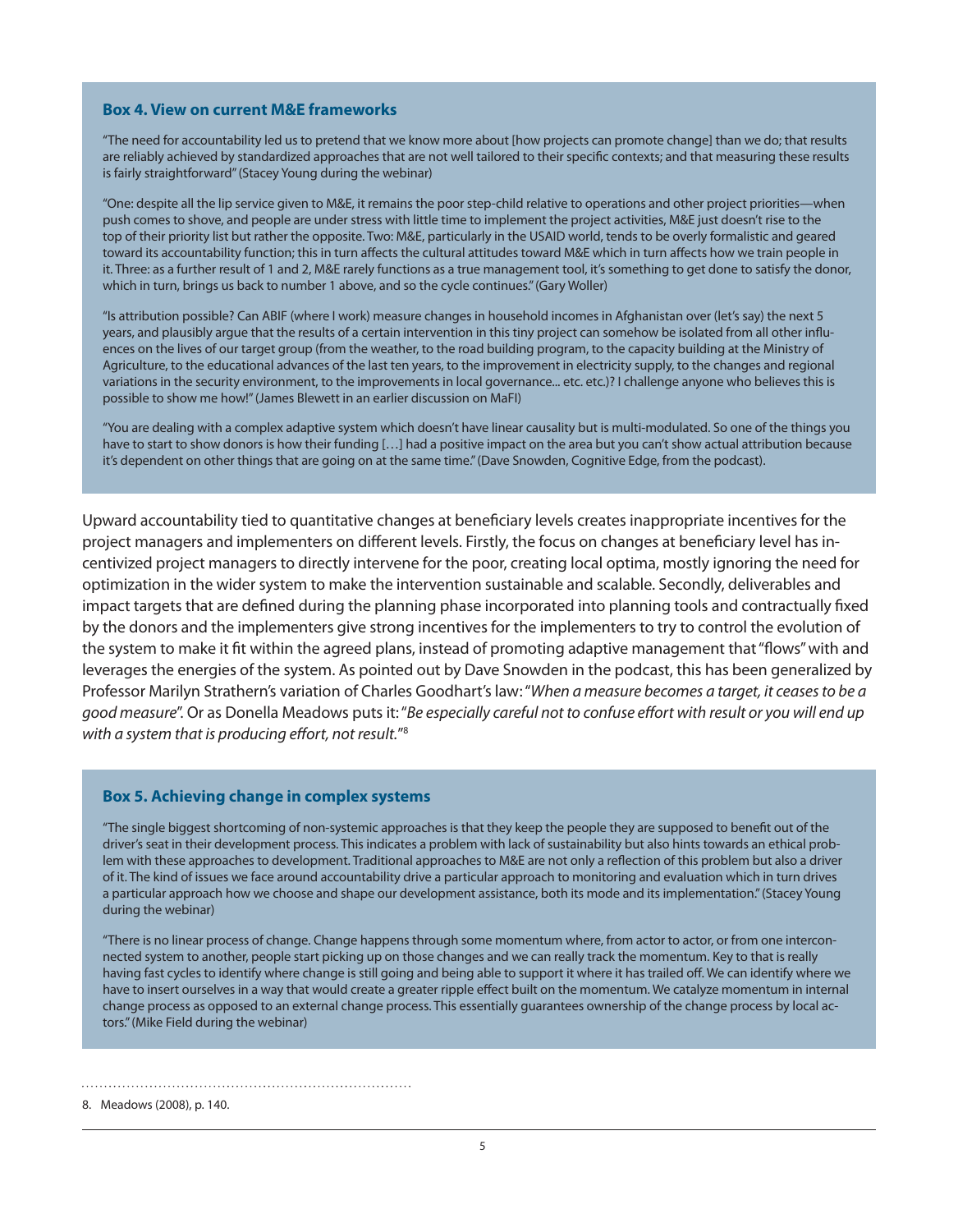### Box 4. View on current M&E frameworks

"The need for accountability led us to pretend that we know more about [how projects can promote change] than we do; that results are reliably achieved by standardized approaches that are not well tailored to their specific contexts; and that measuring these results is fairly straightforward" (Stacey Young during the webinar)

"One: despite all the lip service given to M&E, it remains the poor step-child relative to operations and other project priorities—when push comes to shove, and people are under stress with little time to implement the project activities, M&E just doesn't rise to the top of their priority list but rather the opposite. Two: M&E, particularly in the USAID world, tends to be overly formalistic and geared toward its accountability function; this in turn affects the cultural attitudes toward M&E which in turn affects how we train people in it. Three: as a further result of 1 and 2, M&E rarely functions as a true management tool, it's something to get done to satisfy the donor, which in turn, brings us back to number 1 above, and so the cycle continues." (Gary Woller)

"Is attribution possible? Can ABIF (where I work) measure changes in household incomes in Afghanistan over (let's say) the next 5 years, and plausibly argue that the results of a certain intervention in this tiny project can somehow be isolated from all other influences on the lives of our target group (from the weather, to the road building program, to the capacity building at the Ministry of Agriculture, to the educational advances of the last ten years, to the improvement in electricity supply, to the changes and regional variations in the security environment, to the improvements in local governance... etc. etc.)? I challenge anyone who believes this is possible to show me how!" (James Blewett in an earlier discussion on MaFI)

"You are dealing with a complex adaptive system which doesn't have linear causality but is multi-modulated. So one of the things you have to start to show donors is how their funding […] had a positive impact on the area but you can't show actual attribution because it's dependent on other things that are going on at the same time." (Dave Snowden, Cognitive Edge, from the podcast).

Upward accountability tied to quantitative changes at beneficiary levels creates inappropriate incentives for the project managers and implementers on different levels. Firstly, the focus on changes at beneficiary level has incentivized project managers to directly intervene for the poor, creating local optima, mostly ignoring the need for optimization in the wider system to make the intervention sustainable and scalable. Secondly, deliverables and impact targets that are defined during the planning phase incorporated into planning tools and contractually fixed by the donors and the implementers give strong incentives for the implementers to try to control the evolution of the system to make it fit within the agreed plans, instead of promoting adaptive management that "flows" with and leverages the energies of the system. As pointed out by Dave Snowden in the podcast, this has been generalized by Professor Marilyn Strathern's variation of Charles Goodhart's law: "*When a measure becomes a target, it ceases to be a good measure*". Or as Donella Meadows puts it: "*Be especially careful not to confuse effort with result or you will end up with a system that is producing effort, not result.*"[8]

### Box 5. Achieving change in complex systems

"The single biggest shortcoming of non-systemic approaches is that they keep the people they are supposed to benefit out of the driver's seat in their development process. This indicates a problem with lack of sustainability but also hints towards an ethical problem with these approaches to development. Traditional approaches to M&E are not only a reflection of this problem but also a driver of it. The kind of issues we face around accountability drive a particular approach to monitoring and evaluation which in turn drives a particular approach how we choose and shape our development assistance, both its mode and its implementation." (Stacey Young during the webinar)

"There is no linear process of change. Change happens through some momentum where, from actor to actor, or from one interconnected system to another, people start picking up on those changes and we can really track the momentum. Key to that is really having fast cycles to identify where change is still going and being able to support it where it has trailed off. We can identify where we have to insert ourselves in a way that would create a greater ripple effect built on the momentum. We catalyze momentum in internal change process as opposed to an external change process. This essentially guarantees ownership of the change process by local actors." (Mike Field during the webinar)

8. Meadows (2008), p. 140.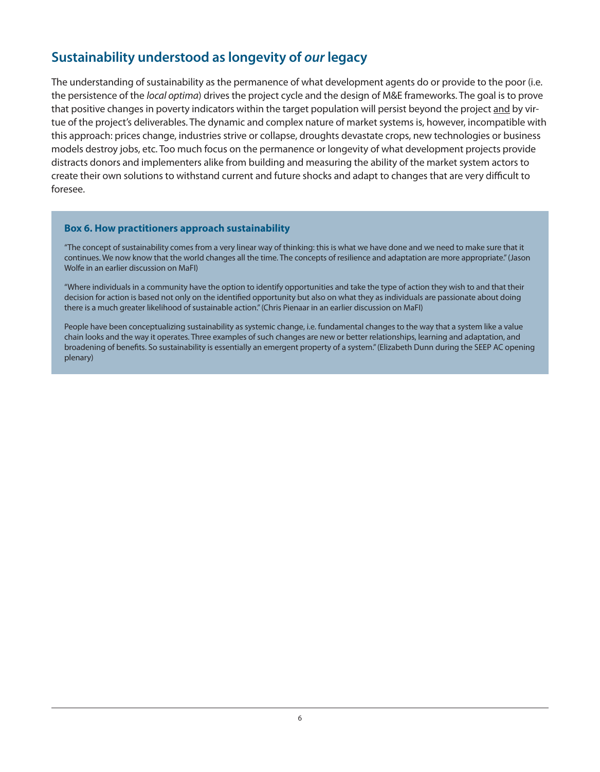## Sustainability understood as longevity of *our* legacy

The understanding of sustainability as the permanence of what development agents do or provide to the poor (i.e. the persistence of the *local optima*) drives the project cycle and the design of M&E frameworks. The goal is to prove that positive changes in poverty indicators within the target population will persist beyond the project <u>and</u> by virtue of the project's deliverables. The dynamic and complex nature of market systems is, however, incompatible with this approach: prices change, industries strive or collapse, droughts devastate crops, new technologies or business models destroy jobs, etc. Too much focus on the permanence or longevity of what development projects provide distracts donors and implementers alike from building and measuring the ability of the market system actors to create their own solutions to withstand current and future shocks and adapt to changes that are very difficult to foresee.

> **Box 6. How practitioners approach sustainability**
>
> "The concept of sustainability comes from a very linear way of thinking: this is what we have done and we need to make sure that it continues. We now know that the world changes all the time. The concepts of resilience and adaptation are more appropriate." (Jason Wolfe in an earlier discussion on MaFI)
>
> "Where individuals in a community have the option to identify opportunities and take the type of action they wish to and that their decision for action is based not only on the identified opportunity but also on what they as individuals are passionate about doing there is a much greater likelihood of sustainable action." (Chris Pienaar in an earlier discussion on MaFI)
>
> People have been conceptualizing sustainability as systemic change, i.e. fundamental changes to the way that a system like a value chain looks and the way it operates. Three examples of such changes are new or better relationships, learning and adaptation, and broadening of benefits. So sustainability is essentially an emergent property of a system." (Elizabeth Dunn during the SEEP AC opening plenary)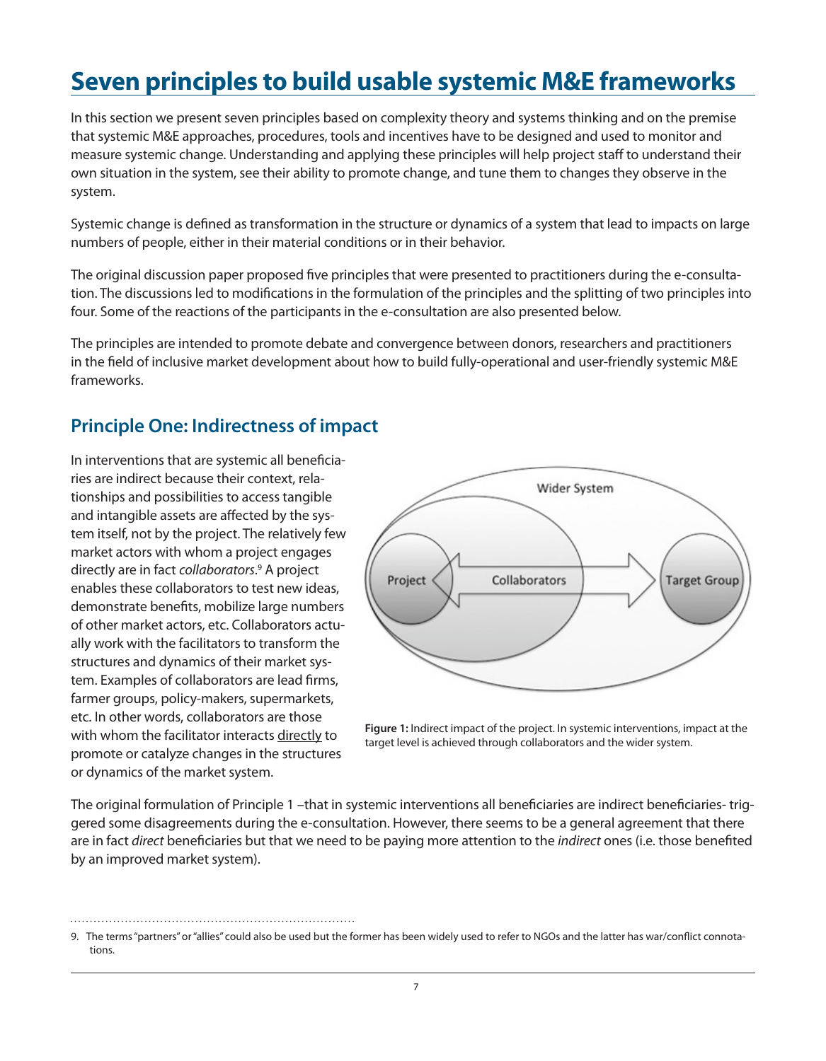# Seven principles to build usable systemic M&E frameworks

In this section we present seven principles based on complexity theory and systems thinking and on the premise that systemic M&E approaches, procedures, tools and incentives have to be designed and used to monitor and measure systemic change. Understanding and applying these principles will help project staff to understand their own situation in the system, see their ability to promote change, and tune them to changes they observe in the system.

Systemic change is defined as transformation in the structure or dynamics of a system that lead to impacts on large numbers of people, either in their material conditions or in their behavior.

The original discussion paper proposed five principles that were presented to practitioners during the e-consultation. The discussions led to modifications in the formulation of the principles and the splitting of two principles into four. Some of the reactions of the participants in the e-consultation are also presented below.

The principles are intended to promote debate and convergence between donors, researchers and practitioners in the field of inclusive market development about how to build fully-operational and user-friendly systemic M&E frameworks.

## Principle One: Indirectness of impact

In interventions that are systemic all beneficiaries are indirect because their context, relationships and possibilities to access tangible and intangible assets are affected by the system itself, not by the project. The relatively few market actors with whom a project engages directly are in fact *collaborators*.[9] A project enables these collaborators to test new ideas, demonstrate benefits, mobilize large numbers of other market actors, etc. Collaborators actually work with the facilitators to transform the structures and dynamics of their market system. Examples of collaborators are lead firms, farmer groups, policy-makers, supermarkets, etc. In other words, collaborators are those with whom the facilitator interacts directly to promote or catalyze changes in the structures or dynamics of the market system.

**Figure 1:** Indirect impact of the project. In systemic interventions, impact at the target level is achieved through collaborators and the wider system.

The original formulation of Principle 1 –that in systemic interventions all beneficiaries are indirect beneficiaries- triggered some disagreements during the e-consultation. However, there seems to be a general agreement that there are in fact *direct* beneficiaries but that we need to be paying more attention to the *indirect* ones (i.e. those benefited by an improved market system).

9. The terms "partners" or "allies" could also be used but the former has been widely used to refer to NGOs and the latter has war/conflict connotations.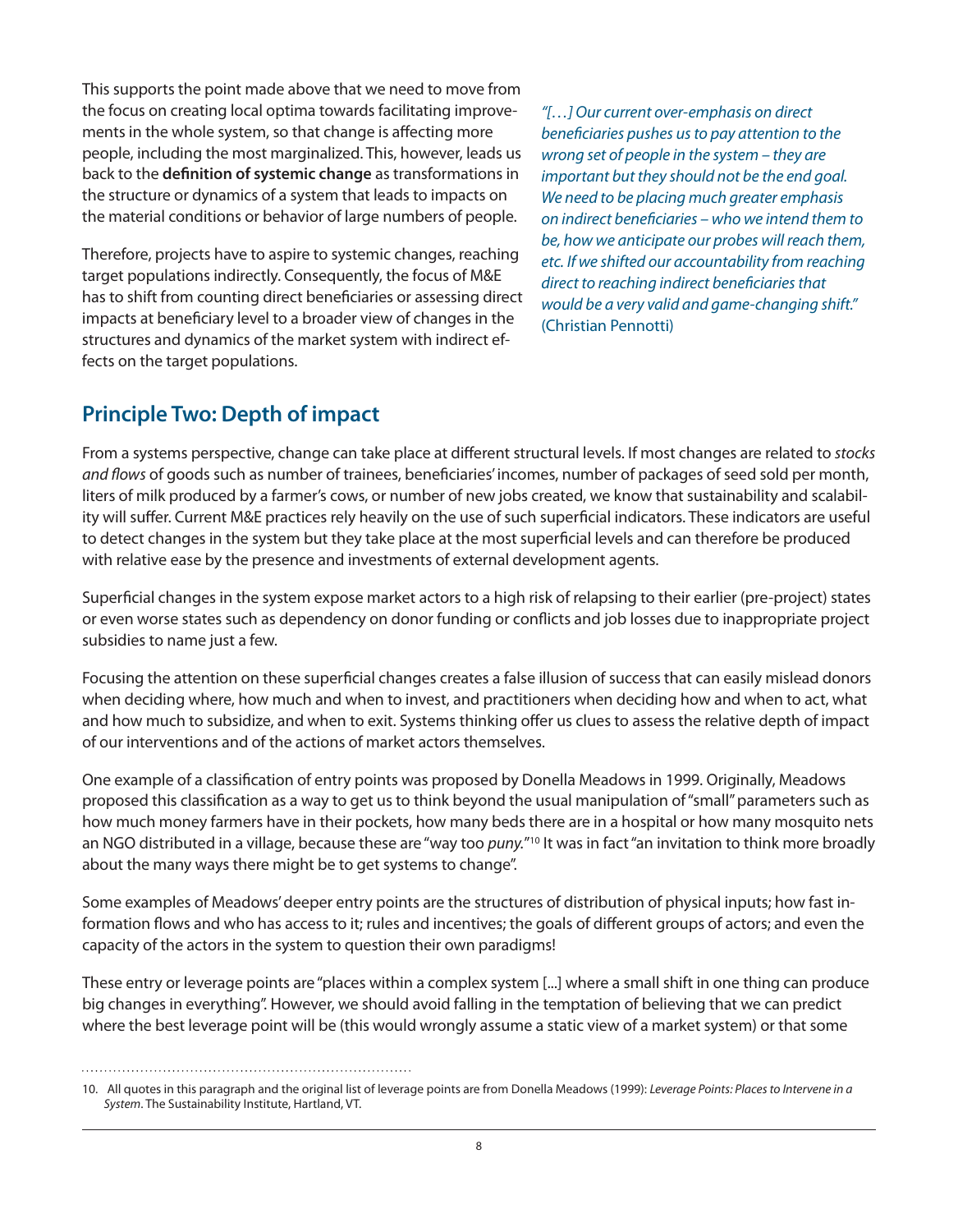This supports the point made above that we need to move from the focus on creating local optima towards facilitating improvements in the whole system, so that change is affecting more people, including the most marginalized. This, however, leads us back to the **definition of systemic change** as transformations in the structure or dynamics of a system that leads to impacts on the material conditions or behavior of large numbers of people.

Therefore, projects have to aspire to systemic changes, reaching target populations indirectly. Consequently, the focus of M&E has to shift from counting direct beneficiaries or assessing direct impacts at beneficiary level to a broader view of changes in the structures and dynamics of the market system with indirect effects on the target populations.

*"[…] Our current over-emphasis on direct beneficiaries pushes us to pay attention to the wrong set of people in the system – they are important but they should not be the end goal. We need to be placing much greater emphasis on indirect beneficiaries – who we intend them to be, how we anticipate our probes will reach them, etc. If we shifted our accountability from reaching direct to reaching indirect beneficiaries that would be a very valid and game-changing shift."* (Christian Pennotti)

## Principle Two: Depth of impact

From a systems perspective, change can take place at different structural levels. If most changes are related to *stocks and flows* of goods such as number of trainees, beneficiaries' incomes, number of packages of seed sold per month, liters of milk produced by a farmer's cows, or number of new jobs created, we know that sustainability and scalability will suffer. Current M&E practices rely heavily on the use of such superficial indicators. These indicators are useful to detect changes in the system but they take place at the most superficial levels and can therefore be produced with relative ease by the presence and investments of external development agents.

Superficial changes in the system expose market actors to a high risk of relapsing to their earlier (pre-project) states or even worse states such as dependency on donor funding or conflicts and job losses due to inappropriate project subsidies to name just a few.

Focusing the attention on these superficial changes creates a false illusion of success that can easily mislead donors when deciding where, how much and when to invest, and practitioners when deciding how and when to act, what and how much to subsidize, and when to exit. Systems thinking offer us clues to assess the relative depth of impact of our interventions and of the actions of market actors themselves.

One example of a classification of entry points was proposed by Donella Meadows in 1999. Originally, Meadows proposed this classification as a way to get us to think beyond the usual manipulation of "small" parameters such as how much money farmers have in their pockets, how many beds there are in a hospital or how many mosquito nets an NGO distributed in a village, because these are "way too *puny*."[10] It was in fact "an invitation to think more broadly about the many ways there might be to get systems to change".

Some examples of Meadows' deeper entry points are the structures of distribution of physical inputs; how fast information flows and who has access to it; rules and incentives; the goals of different groups of actors; and even the capacity of the actors in the system to question their own paradigms!

These entry or leverage points are "places within a complex system [...] where a small shift in one thing can produce big changes in everything". However, we should avoid falling in the temptation of believing that we can predict where the best leverage point will be (this would wrongly assume a static view of a market system) or that some

10. All quotes in this paragraph and the original list of leverage points are from Donella Meadows (1999): *Leverage Points: Places to Intervene in a System*. The Sustainability Institute, Hartland, VT.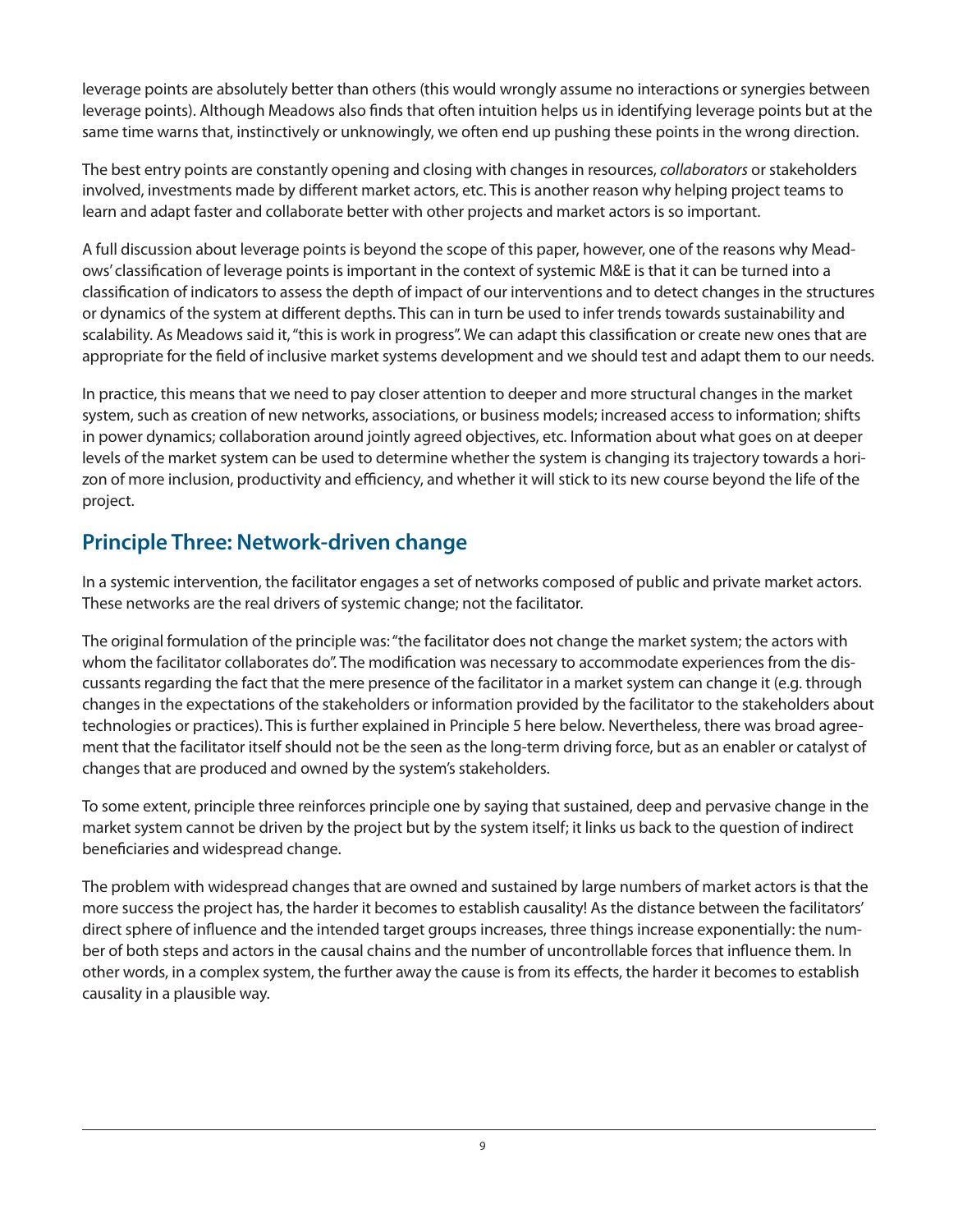leverage points are absolutely better than others (this would wrongly assume no interactions or synergies between leverage points). Although Meadows also finds that often intuition helps us in identifying leverage points but at the same time warns that, instinctively or unknowingly, we often end up pushing these points in the wrong direction.

The best entry points are constantly opening and closing with changes in resources, *collaborators* or stakeholders involved, investments made by different market actors, etc. This is another reason why helping project teams to learn and adapt faster and collaborate better with other projects and market actors is so important.

A full discussion about leverage points is beyond the scope of this paper, however, one of the reasons why Meadows' classification of leverage points is important in the context of systemic M&E is that it can be turned into a classification of indicators to assess the depth of impact of our interventions and to detect changes in the structures or dynamics of the system at different depths. This can in turn be used to infer trends towards sustainability and scalability. As Meadows said it, "this is work in progress". We can adapt this classification or create new ones that are appropriate for the field of inclusive market systems development and we should test and adapt them to our needs.

In practice, this means that we need to pay closer attention to deeper and more structural changes in the market system, such as creation of new networks, associations, or business models; increased access to information; shifts in power dynamics; collaboration around jointly agreed objectives, etc. Information about what goes on at deeper levels of the market system can be used to determine whether the system is changing its trajectory towards a horizon of more inclusion, productivity and efficiency, and whether it will stick to its new course beyond the life of the project.

## Principle Three: Network-driven change

In a systemic intervention, the facilitator engages a set of networks composed of public and private market actors. These networks are the real drivers of systemic change; not the facilitator.

The original formulation of the principle was: "the facilitator does not change the market system; the actors with whom the facilitator collaborates do". The modification was necessary to accommodate experiences from the discussants regarding the fact that the mere presence of the facilitator in a market system can change it (e.g. through changes in the expectations of the stakeholders or information provided by the facilitator to the stakeholders about technologies or practices). This is further explained in Principle 5 here below. Nevertheless, there was broad agreement that the facilitator itself should not be the seen as the long-term driving force, but as an enabler or catalyst of changes that are produced and owned by the system's stakeholders.

To some extent, principle three reinforces principle one by saying that sustained, deep and pervasive change in the market system cannot be driven by the project but by the system itself; it links us back to the question of indirect beneficiaries and widespread change.

The problem with widespread changes that are owned and sustained by large numbers of market actors is that the more success the project has, the harder it becomes to establish causality! As the distance between the facilitators' direct sphere of influence and the intended target groups increases, three things increase exponentially: the number of both steps and actors in the causal chains and the number of uncontrollable forces that influence them. In other words, in a complex system, the further away the cause is from its effects, the harder it becomes to establish causality in a plausible way.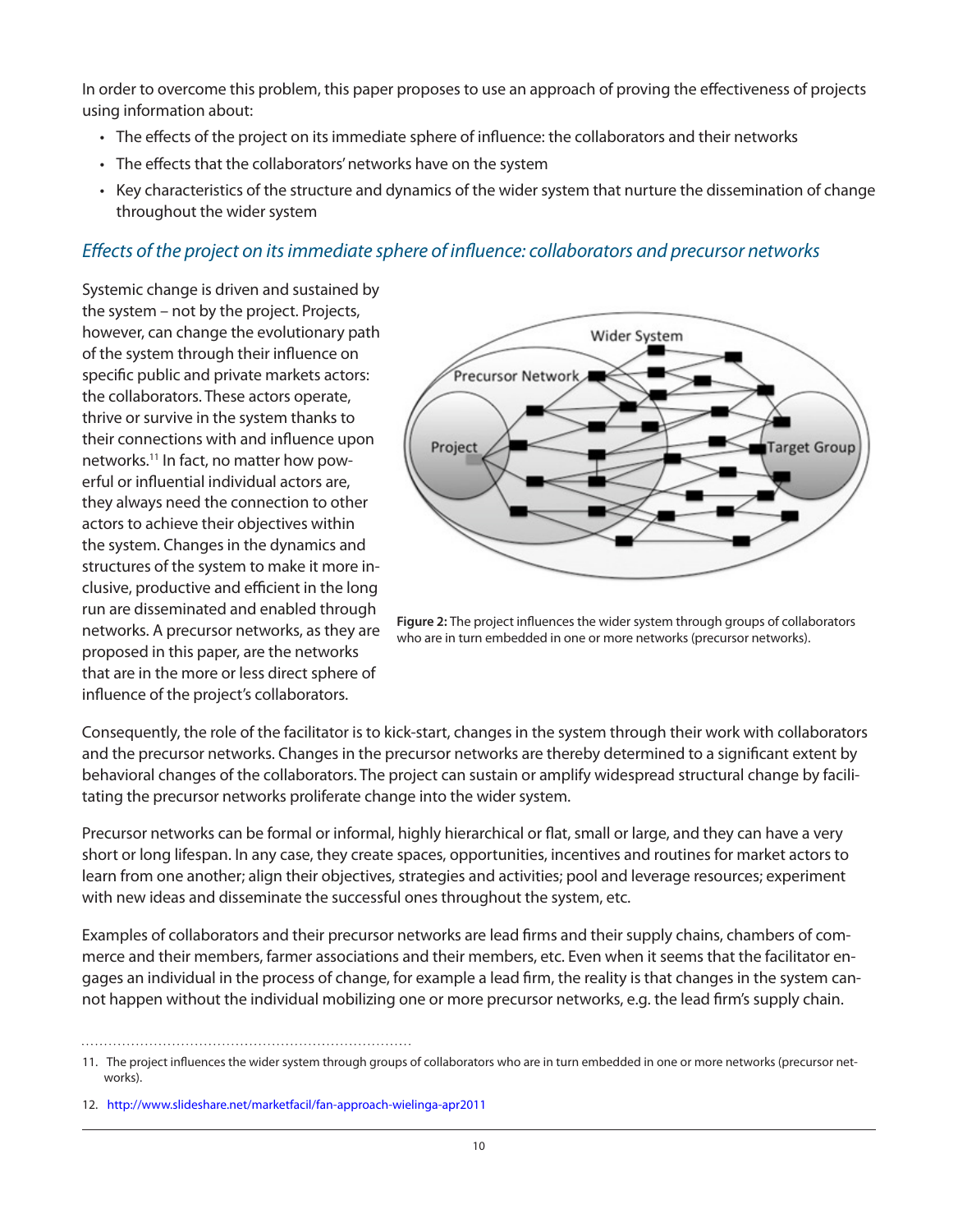In order to overcome this problem, this paper proposes to use an approach of proving the effectiveness of projects using information about:

- The effects of the project on its immediate sphere of influence: the collaborators and their networks
- The effects that the collaborators' networks have on the system
- Key characteristics of the structure and dynamics of the wider system that nurture the dissemination of change throughout the wider system

### *Effects of the project on its immediate sphere of influence: collaborators and precursor networks*

Systemic change is driven and sustained by the system – not by the project. Projects, however, can change the evolutionary path of the system through their influence on specific public and private markets actors: the collaborators. These actors operate, thrive or survive in the system thanks to their connections with and influence upon networks.[11] In fact, no matter how powerful or influential individual actors are, they always need the connection to other actors to achieve their objectives within the system. Changes in the dynamics and structures of the system to make it more inclusive, productive and efficient in the long run are disseminated and enabled through networks. A precursor networks, as they are proposed in this paper, are the networks that are in the more or less direct sphere of influence of the project's collaborators.

**Figure 2:** The project influences the wider system through groups of collaborators who are in turn embedded in one or more networks (precursor networks).

Consequently, the role of the facilitator is to kick-start, changes in the system through their work with collaborators and the precursor networks. Changes in the precursor networks are thereby determined to a significant extent by behavioral changes of the collaborators. The project can sustain or amplify widespread structural change by facilitating the precursor networks proliferate change into the wider system.

Precursor networks can be formal or informal, highly hierarchical or flat, small or large, and they can have a very short or long lifespan. In any case, they create spaces, opportunities, incentives and routines for market actors to learn from one another; align their objectives, strategies and activities; pool and leverage resources; experiment with new ideas and disseminate the successful ones throughout the system, etc.

Examples of collaborators and their precursor networks are lead firms and their supply chains, chambers of commerce and their members, farmer associations and their members, etc. Even when it seems that the facilitator engages an individual in the process of change, for example a lead firm, the reality is that changes in the system cannot happen without the individual mobilizing one or more precursor networks, e.g. the lead firm's supply chain.

---

11. The project influences the wider system through groups of collaborators who are in turn embedded in one or more networks (precursor networks).

12. http://www.slideshare.net/marketfacil/fan-approach-wielinga-apr2011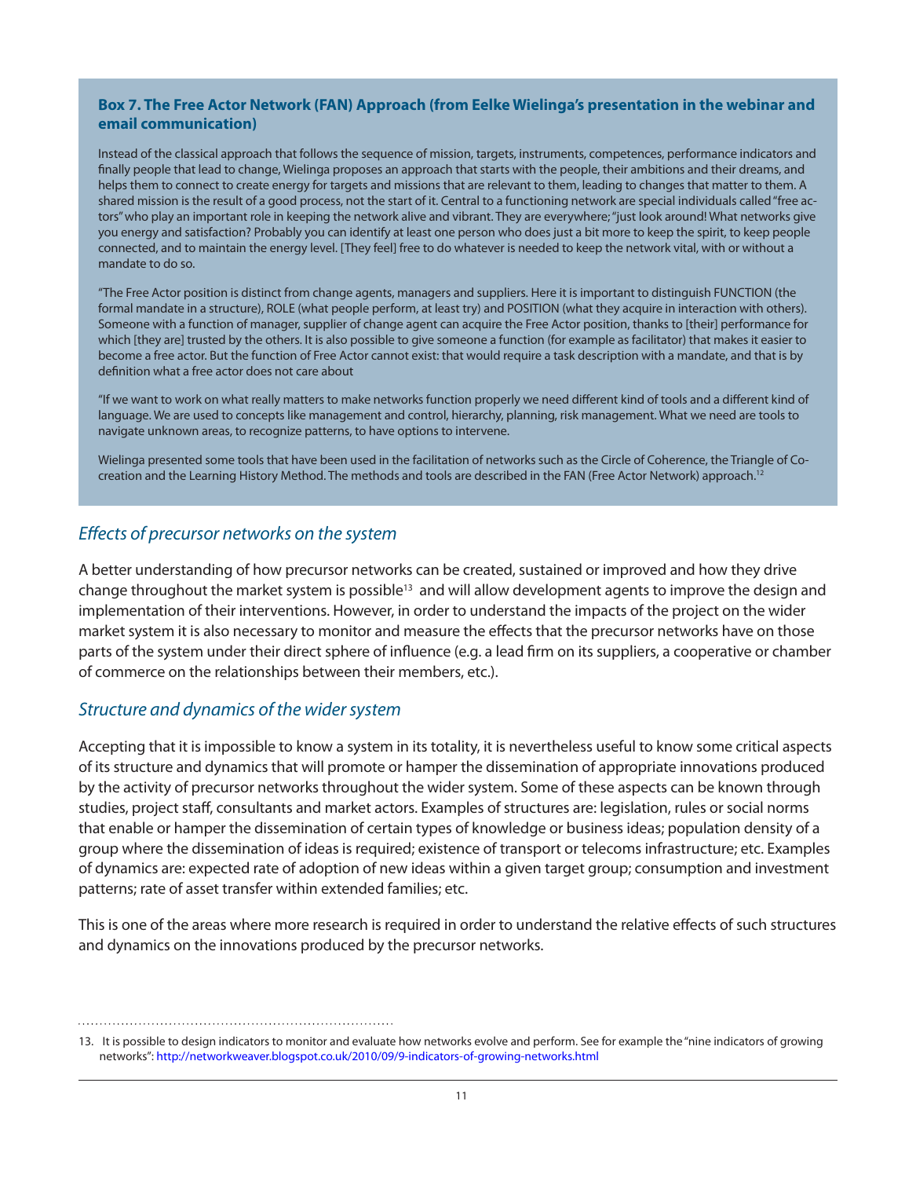**Box 7. The Free Actor Network (FAN) Approach (from Eelke Wielinga's presentation in the webinar and email communication)**

Instead of the classical approach that follows the sequence of mission, targets, instruments, competences, performance indicators and finally people that lead to change, Wielinga proposes an approach that starts with the people, their ambitions and their dreams, and helps them to connect to create energy for targets and missions that are relevant to them, leading to changes that matter to them. A shared mission is the result of a good process, not the start of it. Central to a functioning network are special individuals called "free actors" who play an important role in keeping the network alive and vibrant. They are everywhere; "just look around! What networks give you energy and satisfaction? Probably you can identify at least one person who does just a bit more to keep the spirit, to keep people connected, and to maintain the energy level. [They feel] free to do whatever is needed to keep the network vital, with or without a mandate to do so.

"The Free Actor position is distinct from change agents, managers and suppliers. Here it is important to distinguish FUNCTION (the formal mandate in a structure), ROLE (what people perform, at least try) and POSITION (what they acquire in interaction with others). Someone with a function of manager, supplier of change agent can acquire the Free Actor position, thanks to [their] performance for which [they are] trusted by the others. It is also possible to give someone a function (for example as facilitator) that makes it easier to become a free actor. But the function of Free Actor cannot exist: that would require a task description with a mandate, and that is by definition what a free actor does not care about

"If we want to work on what really matters to make networks function properly we need different kind of tools and a different kind of language. We are used to concepts like management and control, hierarchy, planning, risk management. What we need are tools to navigate unknown areas, to recognize patterns, to have options to intervene.

Wielinga presented some tools that have been used in the facilitation of networks such as the Circle of Coherence, the Triangle of Co-creation and the Learning History Method. The methods and tools are described in the FAN (Free Actor Network) approach.[12]

## *Effects of precursor networks on the system*

A better understanding of how precursor networks can be created, sustained or improved and how they drive change throughout the market system is possible[13] and will allow development agents to improve the design and implementation of their interventions. However, in order to understand the impacts of the project on the wider market system it is also necessary to monitor and measure the effects that the precursor networks have on those parts of the system under their direct sphere of influence (e.g. a lead firm on its suppliers, a cooperative or chamber of commerce on the relationships between their members, etc.).

## *Structure and dynamics of the wider system*

Accepting that it is impossible to know a system in its totality, it is nevertheless useful to know some critical aspects of its structure and dynamics that will promote or hamper the dissemination of appropriate innovations produced by the activity of precursor networks throughout the wider system. Some of these aspects can be known through studies, project staff, consultants and market actors. Examples of structures are: legislation, rules or social norms that enable or hamper the dissemination of certain types of knowledge or business ideas; population density of a group where the dissemination of ideas is required; existence of transport or telecoms infrastructure; etc. Examples of dynamics are: expected rate of adoption of new ideas within a given target group; consumption and investment patterns; rate of asset transfer within extended families; etc.

This is one of the areas where more research is required in order to understand the relative effects of such structures and dynamics on the innovations produced by the precursor networks.

---

13. It is possible to design indicators to monitor and evaluate how networks evolve and perform. See for example the "nine indicators of growing networks": http://networkweaver.blogspot.co.uk/2010/09/9-indicators-of-growing-networks.html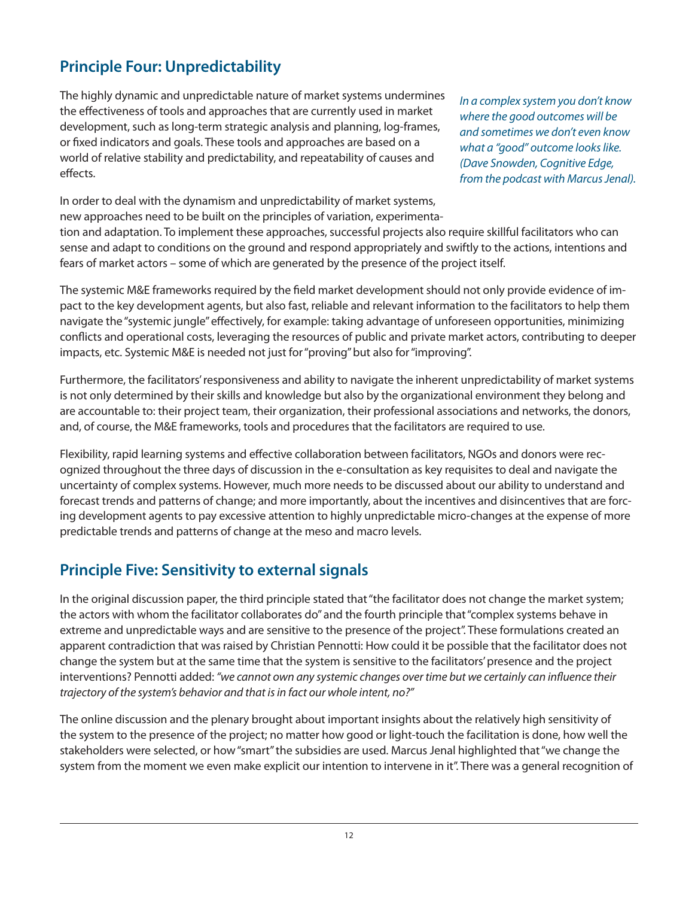## Principle Four: Unpredictability

The highly dynamic and unpredictable nature of market systems undermines the effectiveness of tools and approaches that are currently used in market development, such as long-term strategic analysis and planning, log-frames, or fixed indicators and goals. These tools and approaches are based on a world of relative stability and predictability, and repeatability of causes and effects.

*In a complex system you don't know where the good outcomes will be and sometimes we don't even know what a "good" outcome looks like. (Dave Snowden, Cognitive Edge, from the podcast with Marcus Jenal).*

In order to deal with the dynamism and unpredictability of market systems, new approaches need to be built on the principles of variation, experimentation and adaptation. To implement these approaches, successful projects also require skillful facilitators who can sense and adapt to conditions on the ground and respond appropriately and swiftly to the actions, intentions and fears of market actors – some of which are generated by the presence of the project itself.

The systemic M&E frameworks required by the field market development should not only provide evidence of impact to the key development agents, but also fast, reliable and relevant information to the facilitators to help them navigate the "systemic jungle" effectively, for example: taking advantage of unforeseen opportunities, minimizing conflicts and operational costs, leveraging the resources of public and private market actors, contributing to deeper impacts, etc. Systemic M&E is needed not just for "proving" but also for "improving".

Furthermore, the facilitators' responsiveness and ability to navigate the inherent unpredictability of market systems is not only determined by their skills and knowledge but also by the organizational environment they belong and are accountable to: their project team, their organization, their professional associations and networks, the donors, and, of course, the M&E frameworks, tools and procedures that the facilitators are required to use.

Flexibility, rapid learning systems and effective collaboration between facilitators, NGOs and donors were recognized throughout the three days of discussion in the e-consultation as key requisites to deal and navigate the uncertainty of complex systems. However, much more needs to be discussed about our ability to understand and forecast trends and patterns of change; and more importantly, about the incentives and disincentives that are forcing development agents to pay excessive attention to highly unpredictable micro-changes at the expense of more predictable trends and patterns of change at the meso and macro levels.

## Principle Five: Sensitivity to external signals

In the original discussion paper, the third principle stated that "the facilitator does not change the market system; the actors with whom the facilitator collaborates do" and the fourth principle that "complex systems behave in extreme and unpredictable ways and are sensitive to the presence of the project". These formulations created an apparent contradiction that was raised by Christian Pennotti: How could it be possible that the facilitator does not change the system but at the same time that the system is sensitive to the facilitators' presence and the project interventions? Pennotti added: *"we cannot own any systemic changes over time but we certainly can influence their trajectory of the system's behavior and that is in fact our whole intent, no?"*

The online discussion and the plenary brought about important insights about the relatively high sensitivity of the system to the presence of the project; no matter how good or light-touch the facilitation is done, how well the stakeholders were selected, or how "smart" the subsidies are used. Marcus Jenal highlighted that "we change the system from the moment we even make explicit our intention to intervene in it". There was a general recognition of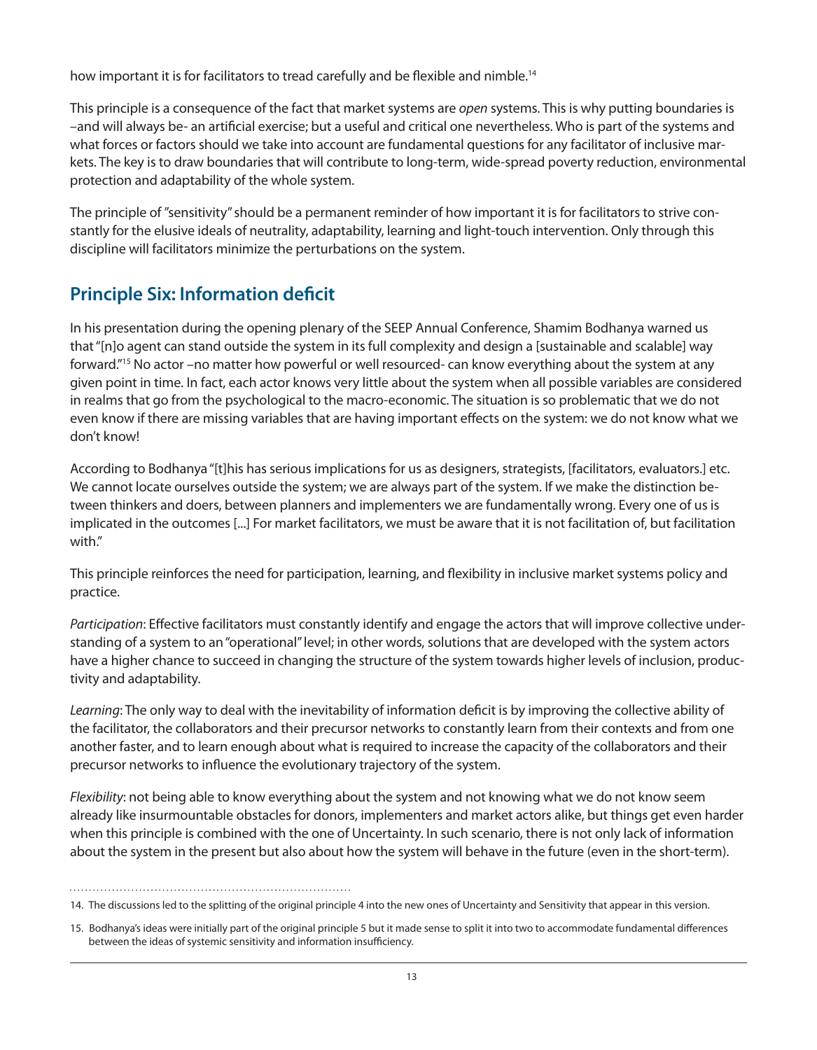how important it is for facilitators to tread carefully and be flexible and nimble.[14]

This principle is a consequence of the fact that market systems are *open* systems. This is why putting boundaries is –and will always be- an artificial exercise; but a useful and critical one nevertheless. Who is part of the systems and what forces or factors should we take into account are fundamental questions for any facilitator of inclusive markets. The key is to draw boundaries that will contribute to long-term, wide-spread poverty reduction, environmental protection and adaptability of the whole system.

The principle of "sensitivity" should be a permanent reminder of how important it is for facilitators to strive constantly for the elusive ideals of neutrality, adaptability, learning and light-touch intervention. Only through this discipline will facilitators minimize the perturbations on the system.

## Principle Six: Information deficit

In his presentation during the opening plenary of the SEEP Annual Conference, Shamim Bodhanya warned us that "[n]o agent can stand outside the system in its full complexity and design a [sustainable and scalable] way forward."[15] No actor –no matter how powerful or well resourced- can know everything about the system at any given point in time. In fact, each actor knows very little about the system when all possible variables are considered in realms that go from the psychological to the macro-economic. The situation is so problematic that we do not even know if there are missing variables that are having important effects on the system: we do not know what we don't know!

According to Bodhanya "[t]his has serious implications for us as designers, strategists, [facilitators, evaluators.] etc. We cannot locate ourselves outside the system; we are always part of the system. If we make the distinction between thinkers and doers, between planners and implementers we are fundamentally wrong. Every one of us is implicated in the outcomes [...] For market facilitators, we must be aware that it is not facilitation of, but facilitation with."

This principle reinforces the need for participation, learning, and flexibility in inclusive market systems policy and practice.

*Participation*: Effective facilitators must constantly identify and engage the actors that will improve collective understanding of a system to an "operational" level; in other words, solutions that are developed with the system actors have a higher chance to succeed in changing the structure of the system towards higher levels of inclusion, productivity and adaptability.

*Learning*: The only way to deal with the inevitability of information deficit is by improving the collective ability of the facilitator, the collaborators and their precursor networks to constantly learn from their contexts and from one another faster, and to learn enough about what is required to increase the capacity of the collaborators and their precursor networks to influence the evolutionary trajectory of the system.

*Flexibility*: not being able to know everything about the system and not knowing what we do not know seem already like insurmountable obstacles for donors, implementers and market actors alike, but things get even harder when this principle is combined with the one of Uncertainty. In such scenario, there is not only lack of information about the system in the present but also about how the system will behave in the future (even in the short-term).

---

14. The discussions led to the splitting of the original principle 4 into the new ones of Uncertainty and Sensitivity that appear in this version.

15. Bodhanya's ideas were initially part of the original principle 5 but it made sense to split it into two to accommodate fundamental differences between the ideas of systemic sensitivity and information insufficiency.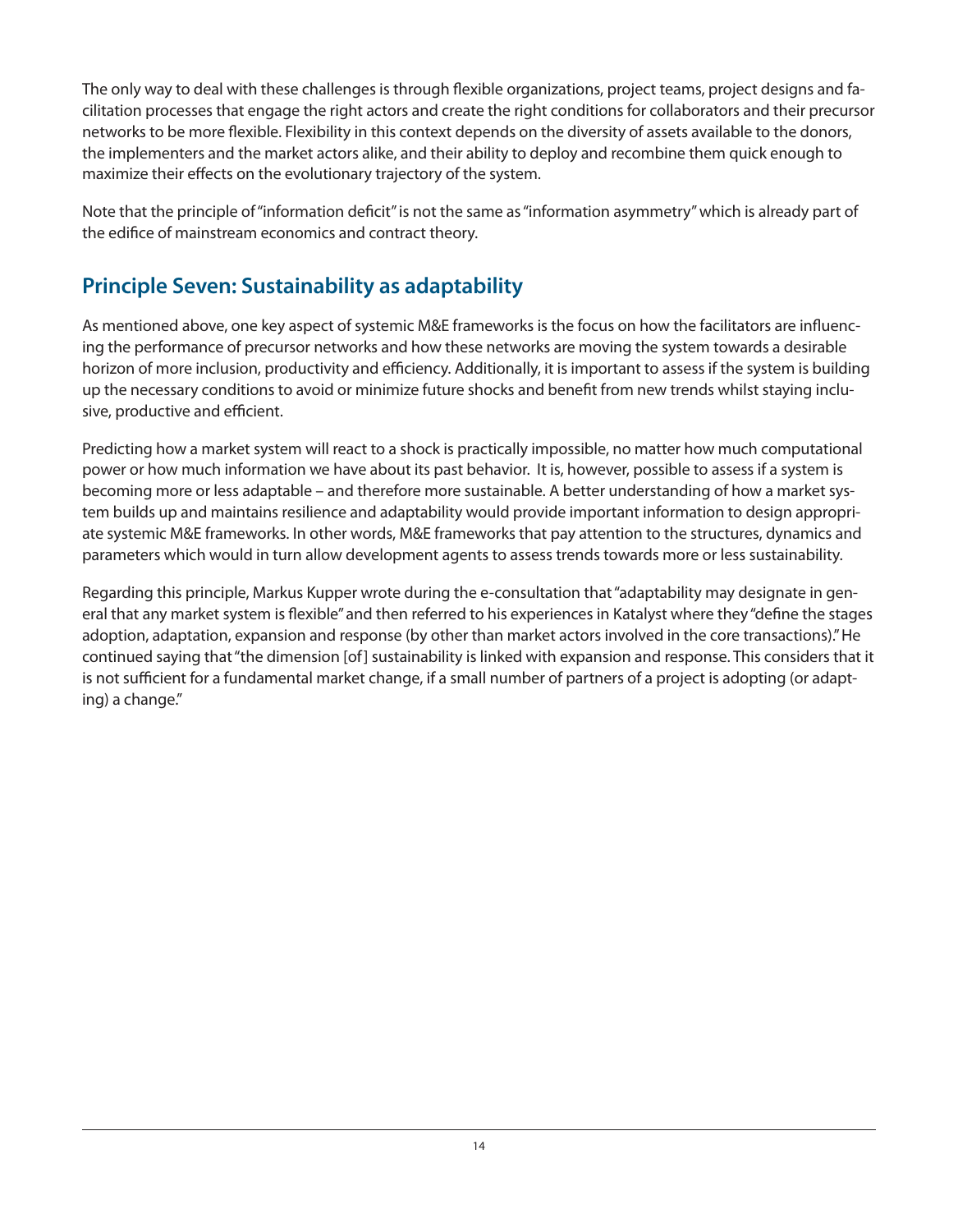The only way to deal with these challenges is through flexible organizations, project teams, project designs and facilitation processes that engage the right actors and create the right conditions for collaborators and their precursor networks to be more flexible. Flexibility in this context depends on the diversity of assets available to the donors, the implementers and the market actors alike, and their ability to deploy and recombine them quick enough to maximize their effects on the evolutionary trajectory of the system.

Note that the principle of "information deficit" is not the same as "information asymmetry" which is already part of the edifice of mainstream economics and contract theory.

## Principle Seven: Sustainability as adaptability

As mentioned above, one key aspect of systemic M&E frameworks is the focus on how the facilitators are influencing the performance of precursor networks and how these networks are moving the system towards a desirable horizon of more inclusion, productivity and efficiency. Additionally, it is important to assess if the system is building up the necessary conditions to avoid or minimize future shocks and benefit from new trends whilst staying inclusive, productive and efficient.

Predicting how a market system will react to a shock is practically impossible, no matter how much computational power or how much information we have about its past behavior. It is, however, possible to assess if a system is becoming more or less adaptable – and therefore more sustainable. A better understanding of how a market system builds up and maintains resilience and adaptability would provide important information to design appropriate systemic M&E frameworks. In other words, M&E frameworks that pay attention to the structures, dynamics and parameters which would in turn allow development agents to assess trends towards more or less sustainability.

Regarding this principle, Markus Kupper wrote during the e-consultation that "adaptability may designate in general that any market system is flexible" and then referred to his experiences in Katalyst where they "define the stages adoption, adaptation, expansion and response (by other than market actors involved in the core transactions)." He continued saying that "the dimension [of] sustainability is linked with expansion and response. This considers that it is not sufficient for a fundamental market change, if a small number of partners of a project is adopting (or adapting) a change."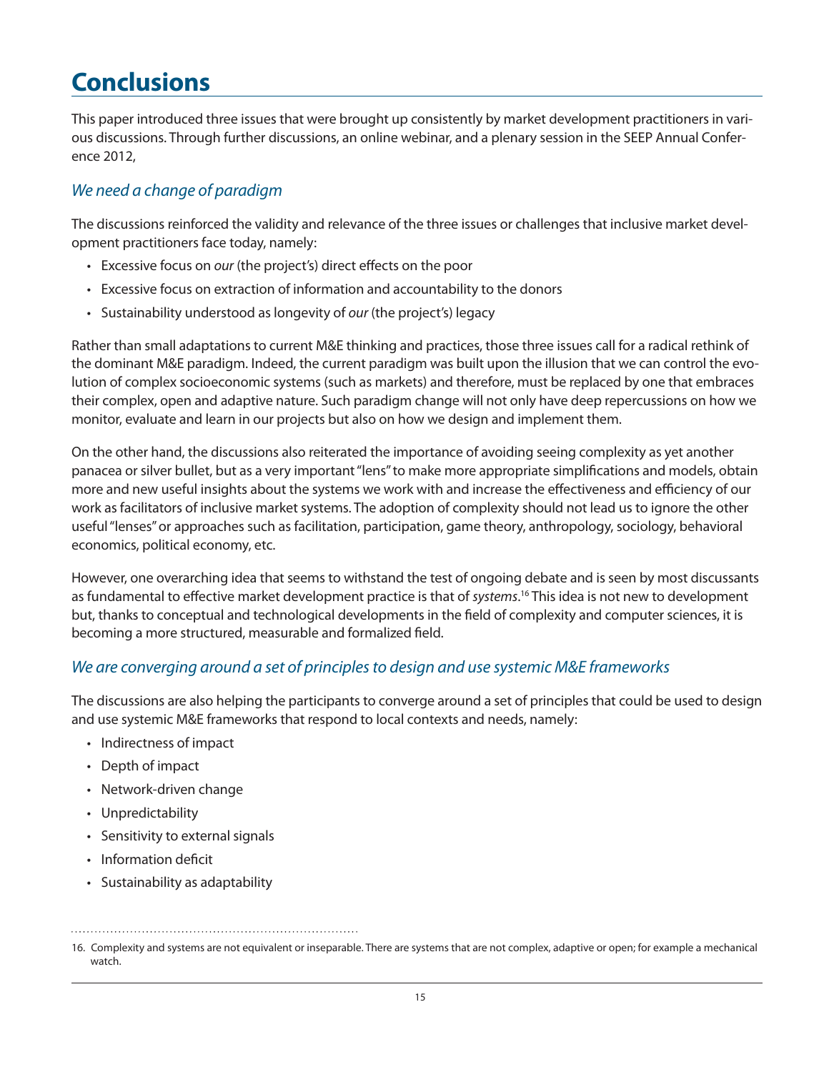# Conclusions

This paper introduced three issues that were brought up consistently by market development practitioners in various discussions. Through further discussions, an online webinar, and a plenary session in the SEEP Annual Conference 2012,

## *We need a change of paradigm*

The discussions reinforced the validity and relevance of the three issues or challenges that inclusive market development practitioners face today, namely:

- Excessive focus on *our* (the project's) direct effects on the poor
- Excessive focus on extraction of information and accountability to the donors
- Sustainability understood as longevity of *our* (the project's) legacy

Rather than small adaptations to current M&E thinking and practices, those three issues call for a radical rethink of the dominant M&E paradigm. Indeed, the current paradigm was built upon the illusion that we can control the evolution of complex socioeconomic systems (such as markets) and therefore, must be replaced by one that embraces their complex, open and adaptive nature. Such paradigm change will not only have deep repercussions on how we monitor, evaluate and learn in our projects but also on how we design and implement them.

On the other hand, the discussions also reiterated the importance of avoiding seeing complexity as yet another panacea or silver bullet, but as a very important "lens" to make more appropriate simplifications and models, obtain more and new useful insights about the systems we work with and increase the effectiveness and efficiency of our work as facilitators of inclusive market systems. The adoption of complexity should not lead us to ignore the other useful "lenses" or approaches such as facilitation, participation, game theory, anthropology, sociology, behavioral economics, political economy, etc.

However, one overarching idea that seems to withstand the test of ongoing debate and is seen by most discussants as fundamental to effective market development practice is that of *systems*.[16] This idea is not new to development but, thanks to conceptual and technological developments in the field of complexity and computer sciences, it is becoming a more structured, measurable and formalized field.

## *We are converging around a set of principles to design and use systemic M&E frameworks*

The discussions are also helping the participants to converge around a set of principles that could be used to design and use systemic M&E frameworks that respond to local contexts and needs, namely:

- Indirectness of impact
- Depth of impact
- Network-driven change
- Unpredictability
- Sensitivity to external signals
- Information deficit
- Sustainability as adaptability

16. Complexity and systems are not equivalent or inseparable. There are systems that are not complex, adaptive or open; for example a mechanical watch.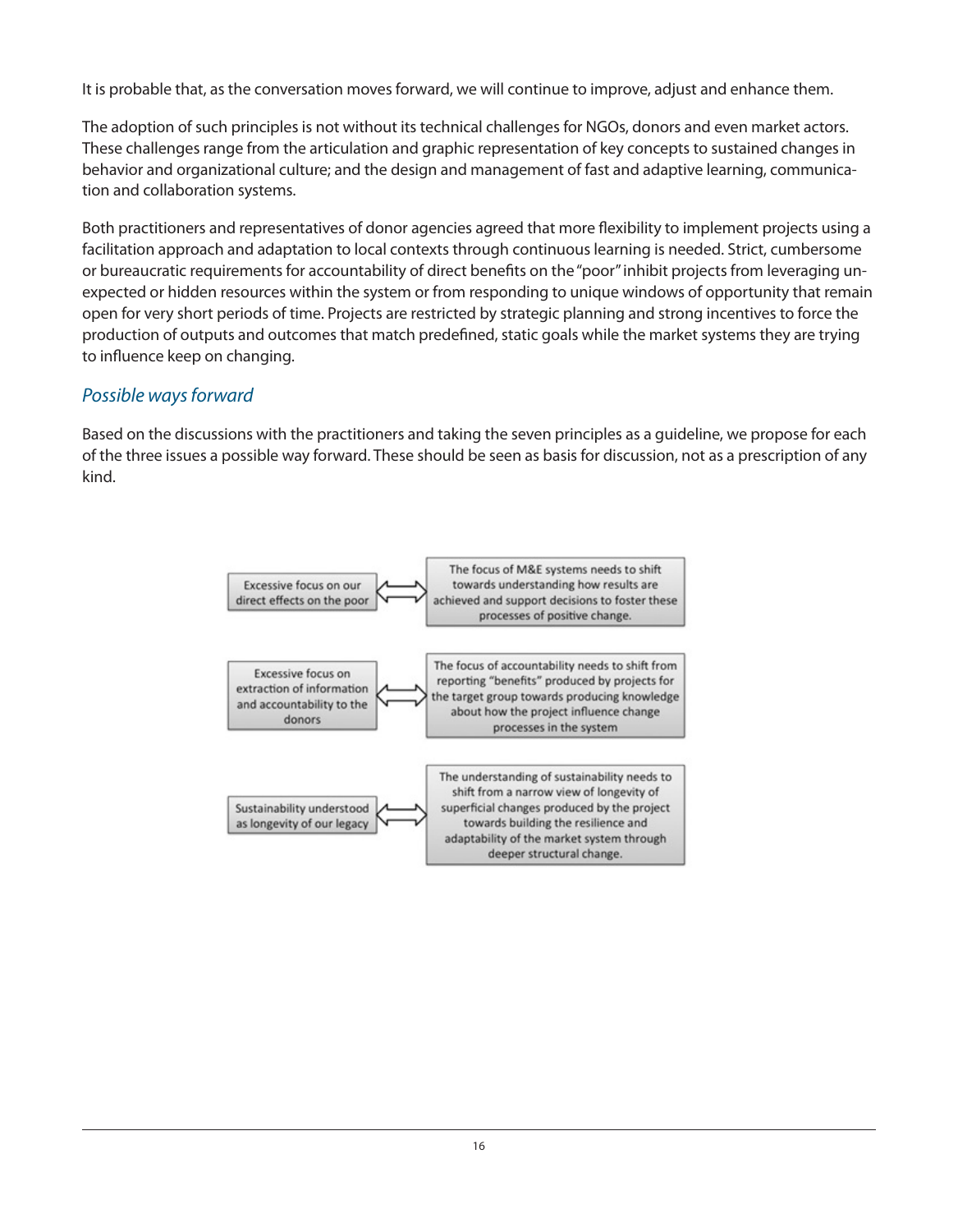It is probable that, as the conversation moves forward, we will continue to improve, adjust and enhance them.

The adoption of such principles is not without its technical challenges for NGOs, donors and even market actors. These challenges range from the articulation and graphic representation of key concepts to sustained changes in behavior and organizational culture; and the design and management of fast and adaptive learning, communication and collaboration systems.

Both practitioners and representatives of donor agencies agreed that more flexibility to implement projects using a facilitation approach and adaptation to local contexts through continuous learning is needed. Strict, cumbersome or bureaucratic requirements for accountability of direct benefits on the "poor" inhibit projects from leveraging unexpected or hidden resources within the system or from responding to unique windows of opportunity that remain open for very short periods of time. Projects are restricted by strategic planning and strong incentives to force the production of outputs and outcomes that match predefined, static goals while the market systems they are trying to influence keep on changing.

## *Possible ways forward*

Based on the discussions with the practitioners and taking the seven principles as a guideline, we propose for each of the three issues a possible way forward. These should be seen as basis for discussion, not as a prescription of any kind.

| Issue | | Way forward |
|---|---|---|
| Excessive focus on our direct effects on the poor | ⟺ | The focus of M&E systems needs to shift towards understanding how results are achieved and support decisions to foster these processes of positive change. |
| Excessive focus on extraction of information and accountability to the donors | ⟺ | The focus of accountability needs to shift from reporting "benefits" produced by projects for the target group towards producing knowledge about how the project influence change processes in the system |
| Sustainability understood as longevity of our legacy | ⟺ | The understanding of sustainability needs to shift from a narrow view of longevity of superficial changes produced by the project towards building the resilience and adaptability of the market system through deeper structural change. |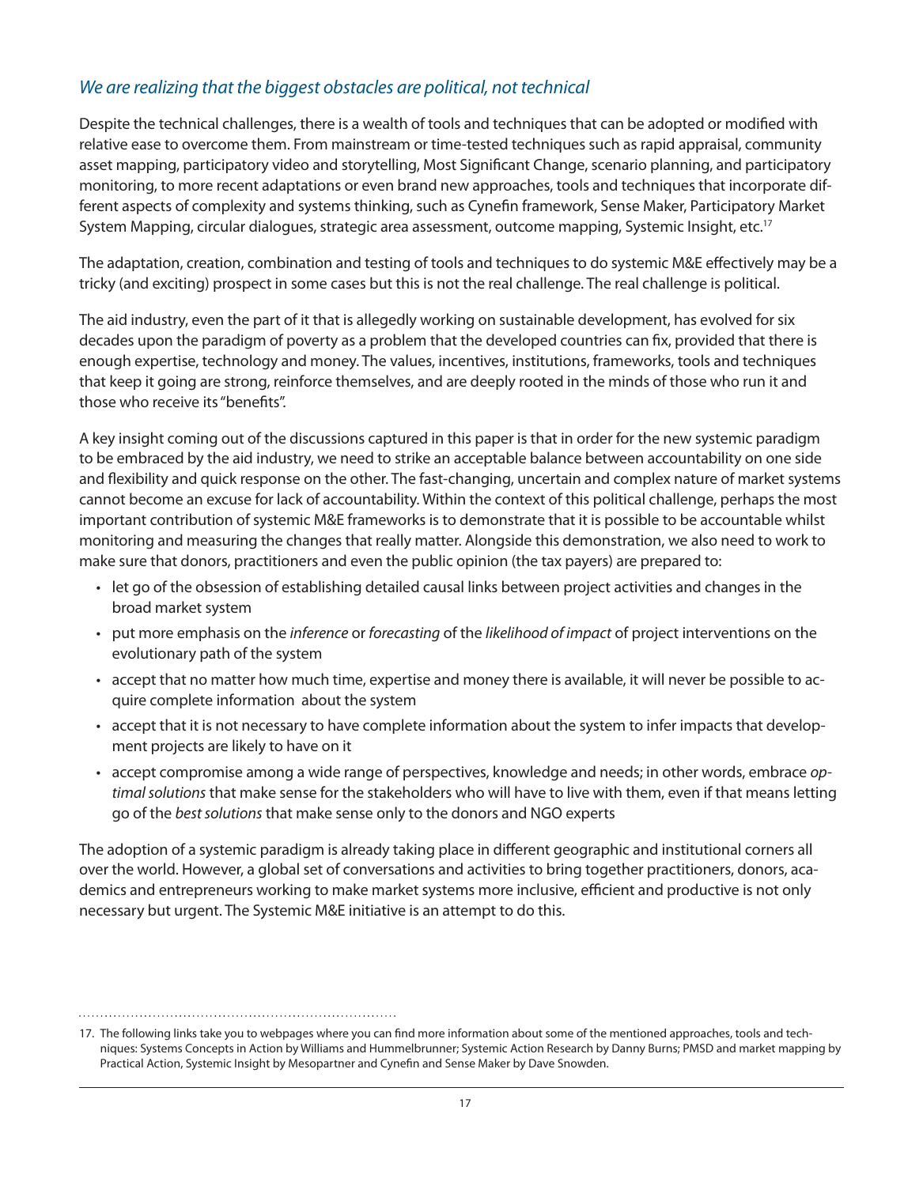## *We are realizing that the biggest obstacles are political, not technical*

Despite the technical challenges, there is a wealth of tools and techniques that can be adopted or modified with relative ease to overcome them. From mainstream or time-tested techniques such as rapid appraisal, community asset mapping, participatory video and storytelling, Most Significant Change, scenario planning, and participatory monitoring, to more recent adaptations or even brand new approaches, tools and techniques that incorporate different aspects of complexity and systems thinking, such as Cynefin framework, Sense Maker, Participatory Market System Mapping, circular dialogues, strategic area assessment, outcome mapping, Systemic Insight, etc.[17]

The adaptation, creation, combination and testing of tools and techniques to do systemic M&E effectively may be a tricky (and exciting) prospect in some cases but this is not the real challenge. The real challenge is political.

The aid industry, even the part of it that is allegedly working on sustainable development, has evolved for six decades upon the paradigm of poverty as a problem that the developed countries can fix, provided that there is enough expertise, technology and money. The values, incentives, institutions, frameworks, tools and techniques that keep it going are strong, reinforce themselves, and are deeply rooted in the minds of those who run it and those who receive its "benefits".

A key insight coming out of the discussions captured in this paper is that in order for the new systemic paradigm to be embraced by the aid industry, we need to strike an acceptable balance between accountability on one side and flexibility and quick response on the other. The fast-changing, uncertain and complex nature of market systems cannot become an excuse for lack of accountability. Within the context of this political challenge, perhaps the most important contribution of systemic M&E frameworks is to demonstrate that it is possible to be accountable whilst monitoring and measuring the changes that really matter. Alongside this demonstration, we also need to work to make sure that donors, practitioners and even the public opinion (the tax payers) are prepared to:

- let go of the obsession of establishing detailed causal links between project activities and changes in the broad market system
- put more emphasis on the *inference* or *forecasting* of the *likelihood of impact* of project interventions on the evolutionary path of the system
- accept that no matter how much time, expertise and money there is available, it will never be possible to acquire complete information about the system
- accept that it is not necessary to have complete information about the system to infer impacts that development projects are likely to have on it
- accept compromise among a wide range of perspectives, knowledge and needs; in other words, embrace *optimal solutions* that make sense for the stakeholders who will have to live with them, even if that means letting go of the *best solutions* that make sense only to the donors and NGO experts

The adoption of a systemic paradigm is already taking place in different geographic and institutional corners all over the world. However, a global set of conversations and activities to bring together practitioners, donors, academics and entrepreneurs working to make market systems more inclusive, efficient and productive is not only necessary but urgent. The Systemic M&E initiative is an attempt to do this.

---

17. The following links take you to webpages where you can find more information about some of the mentioned approaches, tools and techniques: Systems Concepts in Action by Williams and Hummelbrunner; Systemic Action Research by Danny Burns; PMSD and market mapping by Practical Action, Systemic Insight by Mesopartner and Cynefin and Sense Maker by Dave Snowden.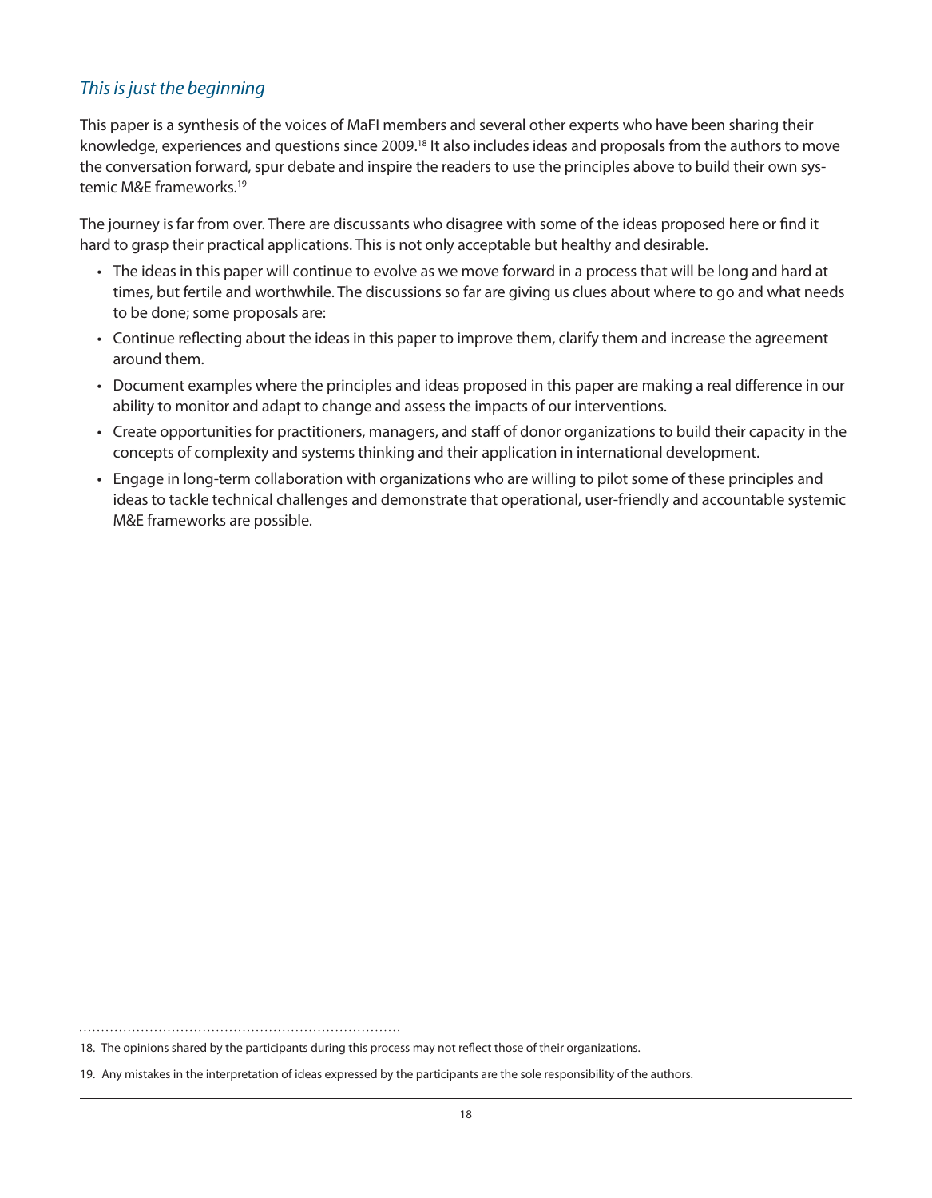## *This is just the beginning*

This paper is a synthesis of the voices of MaFI members and several other experts who have been sharing their knowledge, experiences and questions since 2009.[18] It also includes ideas and proposals from the authors to move the conversation forward, spur debate and inspire the readers to use the principles above to build their own systemic M&E frameworks.[19]

The journey is far from over. There are discussants who disagree with some of the ideas proposed here or find it hard to grasp their practical applications. This is not only acceptable but healthy and desirable.

- The ideas in this paper will continue to evolve as we move forward in a process that will be long and hard at times, but fertile and worthwhile. The discussions so far are giving us clues about where to go and what needs to be done; some proposals are:
- Continue reflecting about the ideas in this paper to improve them, clarify them and increase the agreement around them.
- Document examples where the principles and ideas proposed in this paper are making a real difference in our ability to monitor and adapt to change and assess the impacts of our interventions.
- Create opportunities for practitioners, managers, and staff of donor organizations to build their capacity in the concepts of complexity and systems thinking and their application in international development.
- Engage in long-term collaboration with organizations who are willing to pilot some of these principles and ideas to tackle technical challenges and demonstrate that operational, user-friendly and accountable systemic M&E frameworks are possible.

---

18. The opinions shared by the participants during this process may not reflect those of their organizations.

19. Any mistakes in the interpretation of ideas expressed by the participants are the sole responsibility of the authors.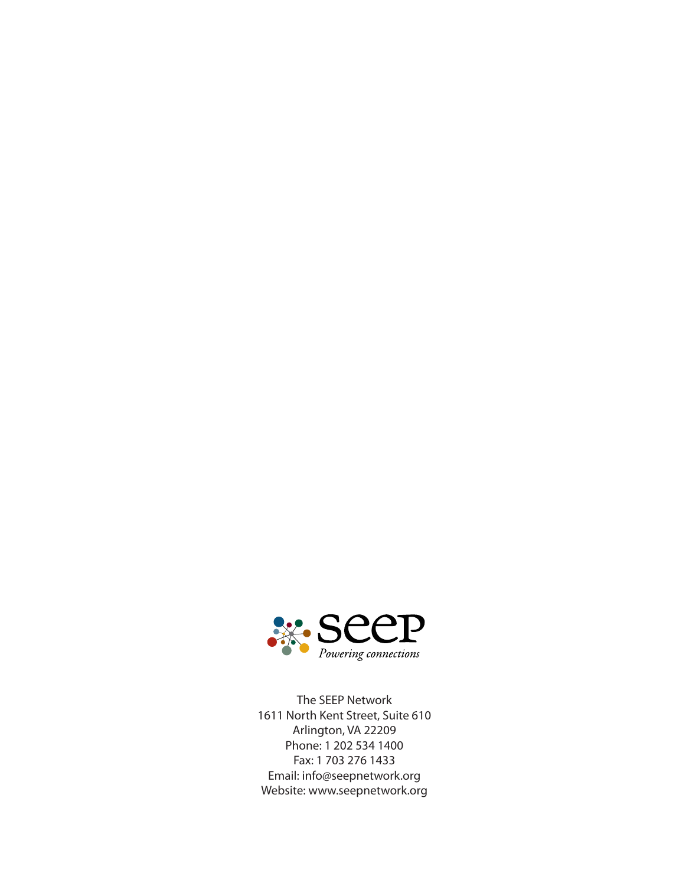seep
*Powering connections*

The SEEP Network
1611 North Kent Street, Suite 610
Arlington, VA 22209
Phone: 1 202 534 1400
Fax: 1 703 276 1433
Email: info@seepnetwork.org
Website: www.seepnetwork.org